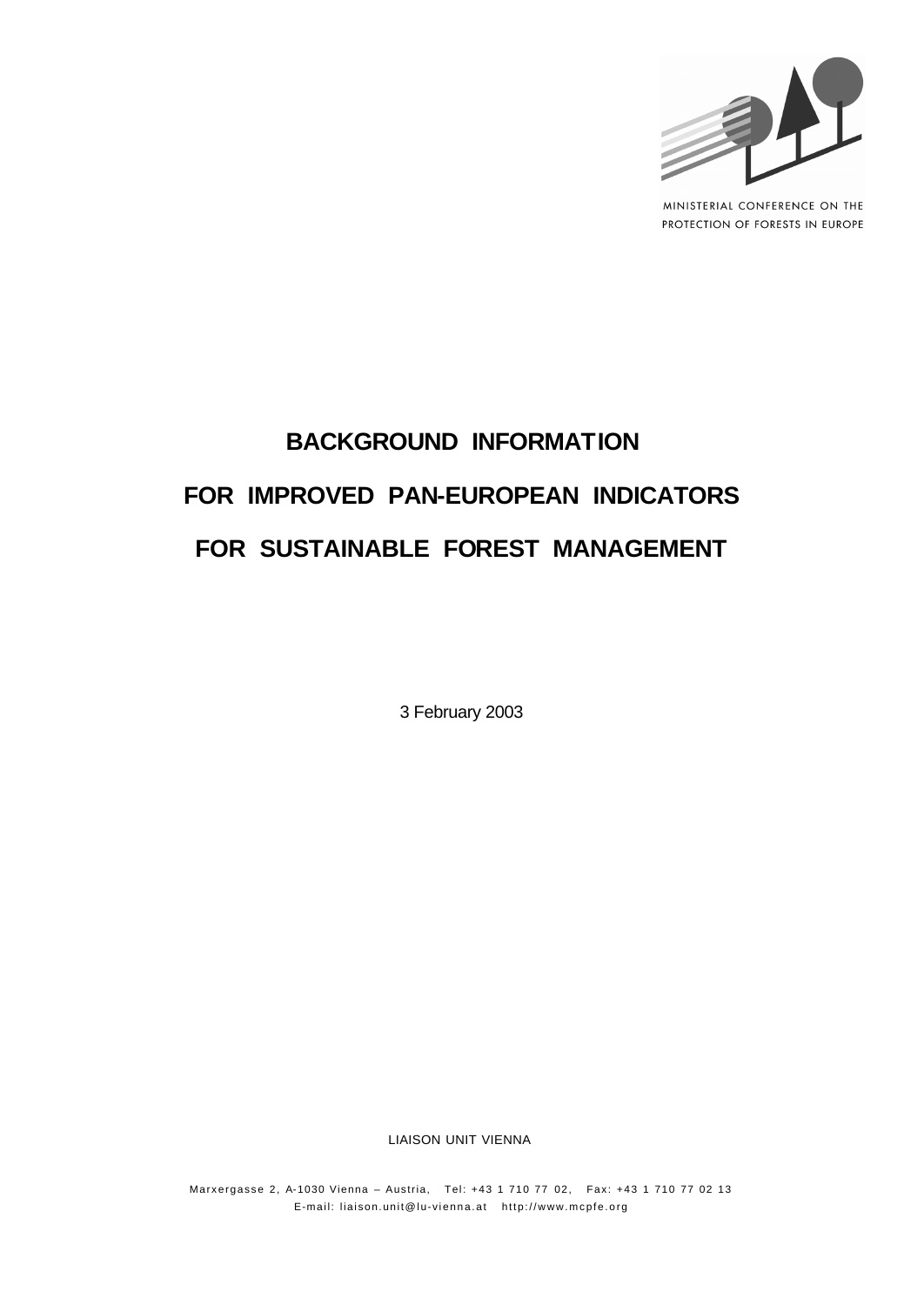MINISTERIAL CONFERENCE ON THE PROTECTION OF FORESTS IN EUROPE

# BACKGROUND INFORMATION FOR IMPROVED PAN-EUROPEAN INDICATORS FOR SUSTAINABLE FOREST MANAGEMENT

3 February 2003

LIAISON UNIT VIENNA

Marxergasse 2, A-1030 Vienna – Austria, Tel: +43 1 710 77 02, Fax: +43 1 710 77 02 13
E-mail: liaison.unit@lu-vienna.at http://www.mcpfe.org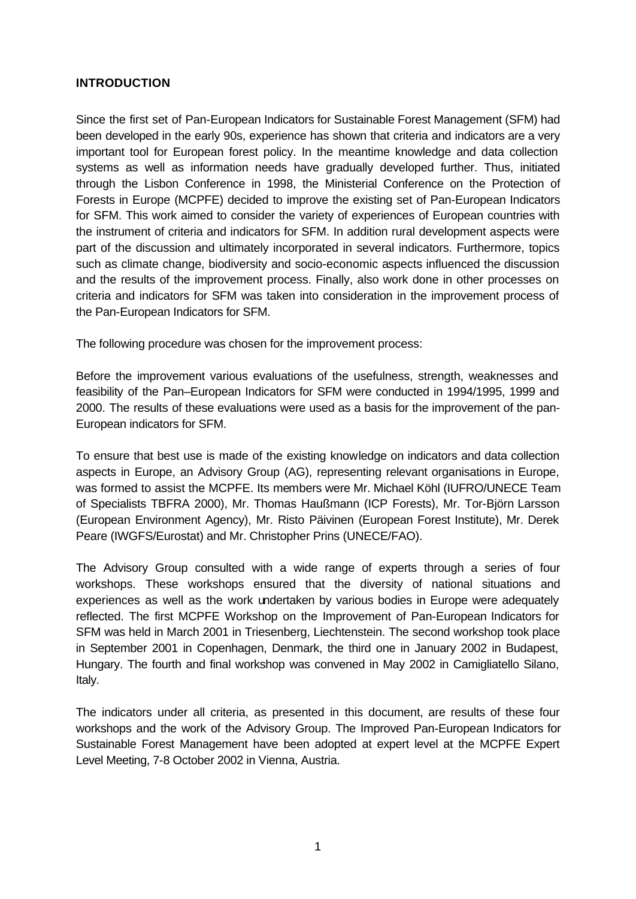## INTRODUCTION

Since the first set of Pan-European Indicators for Sustainable Forest Management (SFM) had been developed in the early 90s, experience has shown that criteria and indicators are a very important tool for European forest policy. In the meantime knowledge and data collection systems as well as information needs have gradually developed further. Thus, initiated through the Lisbon Conference in 1998, the Ministerial Conference on the Protection of Forests in Europe (MCPFE) decided to improve the existing set of Pan-European Indicators for SFM. This work aimed to consider the variety of experiences of European countries with the instrument of criteria and indicators for SFM. In addition rural development aspects were part of the discussion and ultimately incorporated in several indicators. Furthermore, topics such as climate change, biodiversity and socio-economic aspects influenced the discussion and the results of the improvement process. Finally, also work done in other processes on criteria and indicators for SFM was taken into consideration in the improvement process of the Pan-European Indicators for SFM.

The following procedure was chosen for the improvement process:

Before the improvement various evaluations of the usefulness, strength, weaknesses and feasibility of the Pan–European Indicators for SFM were conducted in 1994/1995, 1999 and 2000. The results of these evaluations were used as a basis for the improvement of the pan-European indicators for SFM.

To ensure that best use is made of the existing knowledge on indicators and data collection aspects in Europe, an Advisory Group (AG), representing relevant organisations in Europe, was formed to assist the MCPFE. Its members were Mr. Michael Köhl (IUFRO/UNECE Team of Specialists TBFRA 2000), Mr. Thomas Haußmann (ICP Forests), Mr. Tor-Björn Larsson (European Environment Agency), Mr. Risto Päivinen (European Forest Institute), Mr. Derek Peare (IWGFS/Eurostat) and Mr. Christopher Prins (UNECE/FAO).

The Advisory Group consulted with a wide range of experts through a series of four workshops. These workshops ensured that the diversity of national situations and experiences as well as the work undertaken by various bodies in Europe were adequately reflected. The first MCPFE Workshop on the Improvement of Pan-European Indicators for SFM was held in March 2001 in Triesenberg, Liechtenstein. The second workshop took place in September 2001 in Copenhagen, Denmark, the third one in January 2002 in Budapest, Hungary. The fourth and final workshop was convened in May 2002 in Camigliatello Silano, Italy.

The indicators under all criteria, as presented in this document, are results of these four workshops and the work of the Advisory Group. The Improved Pan-European Indicators for Sustainable Forest Management have been adopted at expert level at the MCPFE Expert Level Meeting, 7-8 October 2002 in Vienna, Austria.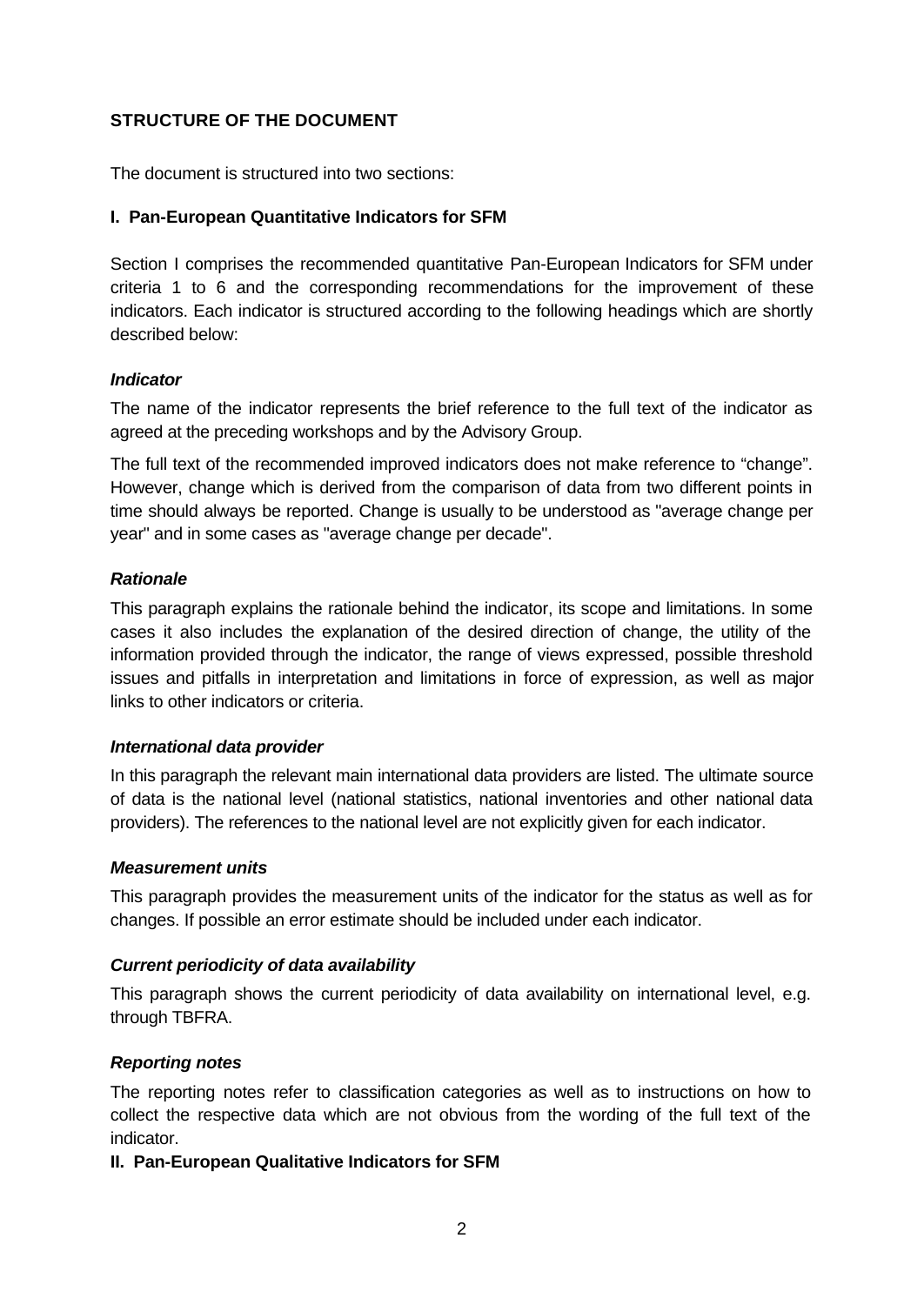## STRUCTURE OF THE DOCUMENT

The document is structured into two sections:

### I. Pan-European Quantitative Indicators for SFM

Section I comprises the recommended quantitative Pan-European Indicators for SFM under criteria 1 to 6 and the corresponding recommendations for the improvement of these indicators. Each indicator is structured according to the following headings which are shortly described below:

***Indicator***

The name of the indicator represents the brief reference to the full text of the indicator as agreed at the preceding workshops and by the Advisory Group.

The full text of the recommended improved indicators does not make reference to "change". However, change which is derived from the comparison of data from two different points in time should always be reported. Change is usually to be understood as "average change per year" and in some cases as "average change per decade".

***Rationale***

This paragraph explains the rationale behind the indicator, its scope and limitations. In some cases it also includes the explanation of the desired direction of change, the utility of the information provided through the indicator, the range of views expressed, possible threshold issues and pitfalls in interpretation and limitations in force of expression, as well as major links to other indicators or criteria.

***International data provider***

In this paragraph the relevant main international data providers are listed. The ultimate source of data is the national level (national statistics, national inventories and other national data providers). The references to the national level are not explicitly given for each indicator.

***Measurement units***

This paragraph provides the measurement units of the indicator for the status as well as for changes. If possible an error estimate should be included under each indicator.

***Current periodicity of data availability***

This paragraph shows the current periodicity of data availability on international level, e.g. through TBFRA.

***Reporting notes***

The reporting notes refer to classification categories as well as to instructions on how to collect the respective data which are not obvious from the wording of the full text of the indicator.

### II. Pan-European Qualitative Indicators for SFM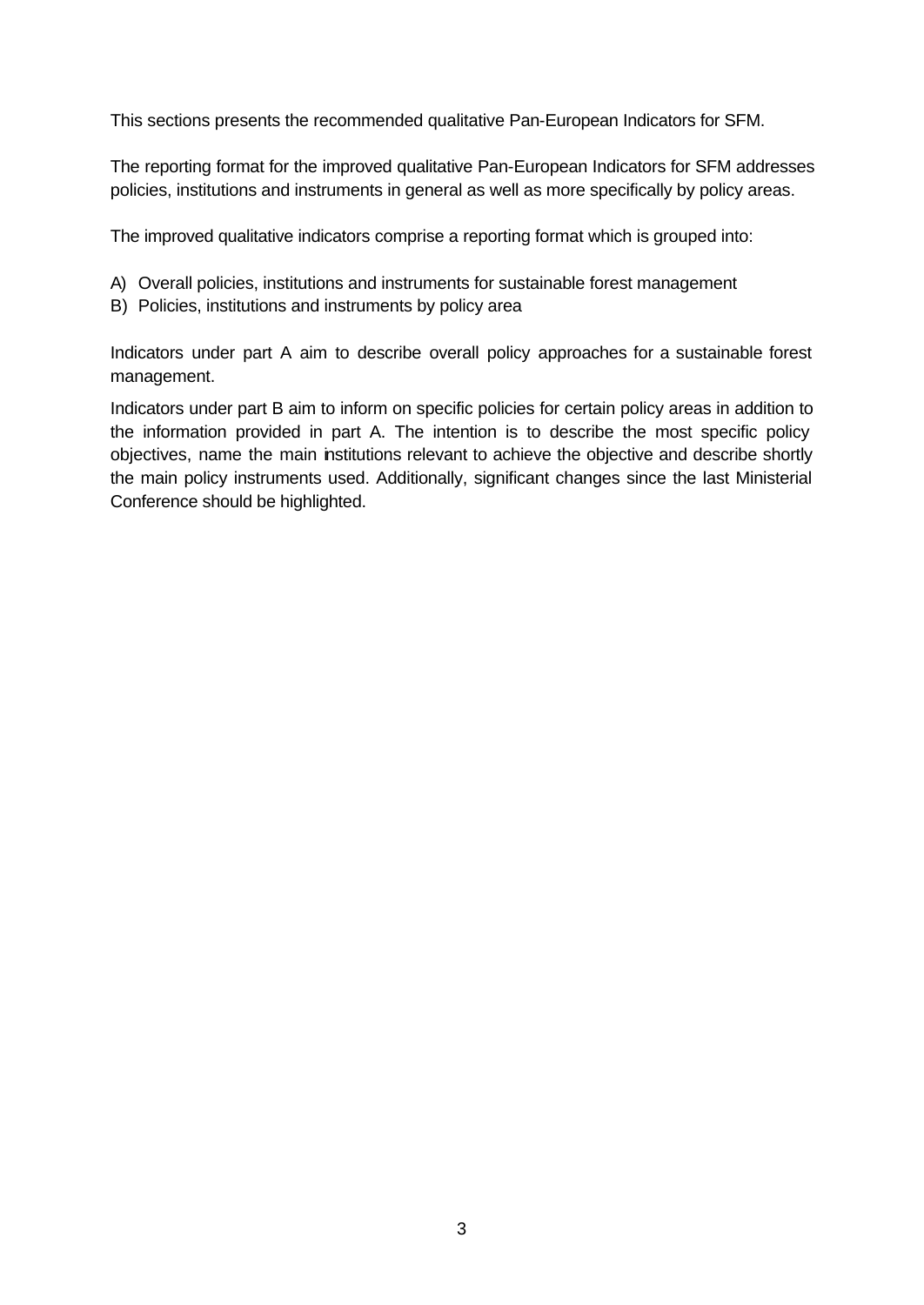This sections presents the recommended qualitative Pan-European Indicators for SFM.

The reporting format for the improved qualitative Pan-European Indicators for SFM addresses policies, institutions and instruments in general as well as more specifically by policy areas.

The improved qualitative indicators comprise a reporting format which is grouped into:

A) Overall policies, institutions and instruments for sustainable forest management
B) Policies, institutions and instruments by policy area

Indicators under part A aim to describe overall policy approaches for a sustainable forest management.

Indicators under part B aim to inform on specific policies for certain policy areas in addition to the information provided in part A. The intention is to describe the most specific policy objectives, name the main institutions relevant to achieve the objective and describe shortly the main policy instruments used. Additionally, significant changes since the last Ministerial Conference should be highlighted.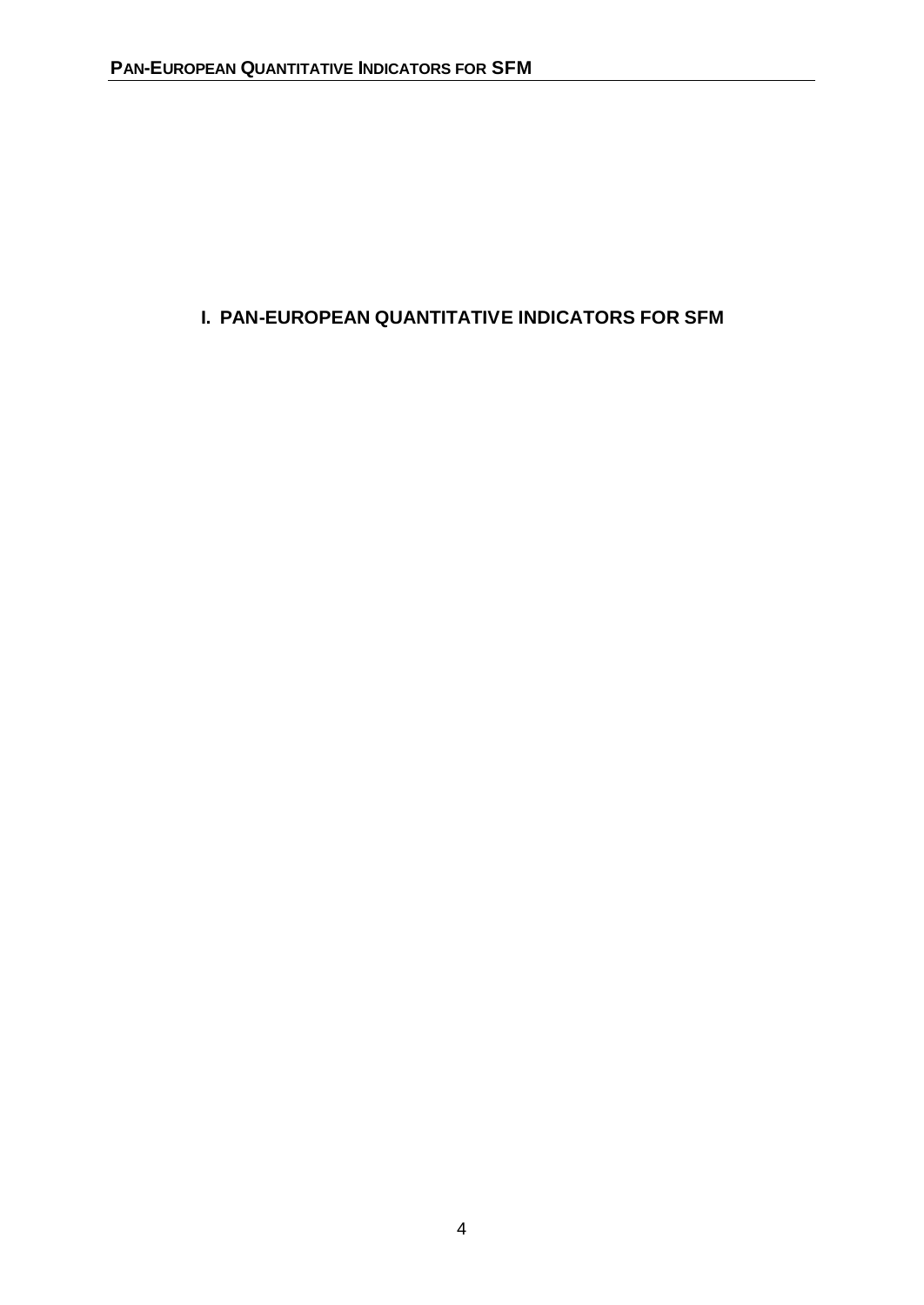# I. PAN-EUROPEAN QUANTITATIVE INDICATORS FOR SFM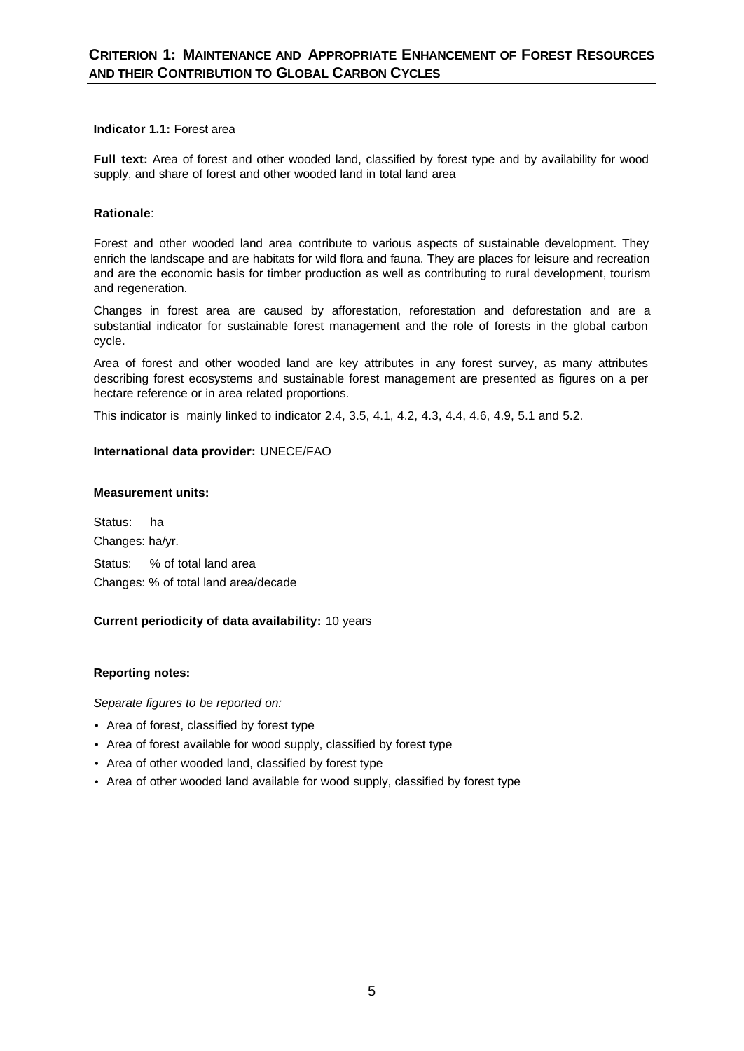## CRITERION 1: MAINTENANCE AND APPROPRIATE ENHANCEMENT OF FOREST RESOURCES AND THEIR CONTRIBUTION TO GLOBAL CARBON CYCLES

**Indicator 1.1:** Forest area

**Full text:** Area of forest and other wooded land, classified by forest type and by availability for wood supply, and share of forest and other wooded land in total land area

**Rationale**:

Forest and other wooded land area contribute to various aspects of sustainable development. They enrich the landscape and are habitats for wild flora and fauna. They are places for leisure and recreation and are the economic basis for timber production as well as contributing to rural development, tourism and regeneration.

Changes in forest area are caused by afforestation, reforestation and deforestation and are a substantial indicator for sustainable forest management and the role of forests in the global carbon cycle.

Area of forest and other wooded land are key attributes in any forest survey, as many attributes describing forest ecosystems and sustainable forest management are presented as figures on a per hectare reference or in area related proportions.

This indicator is mainly linked to indicator 2.4, 3.5, 4.1, 4.2, 4.3, 4.4, 4.6, 4.9, 5.1 and 5.2.

**International data provider:** UNECE/FAO

**Measurement units:**

Status: ha

Changes: ha/yr.

Status: % of total land area

Changes: % of total land area/decade

**Current periodicity of data availability:** 10 years

**Reporting notes:**

*Separate figures to be reported on:*

- Area of forest, classified by forest type
- Area of forest available for wood supply, classified by forest type
- Area of other wooded land, classified by forest type
- Area of other wooded land available for wood supply, classified by forest type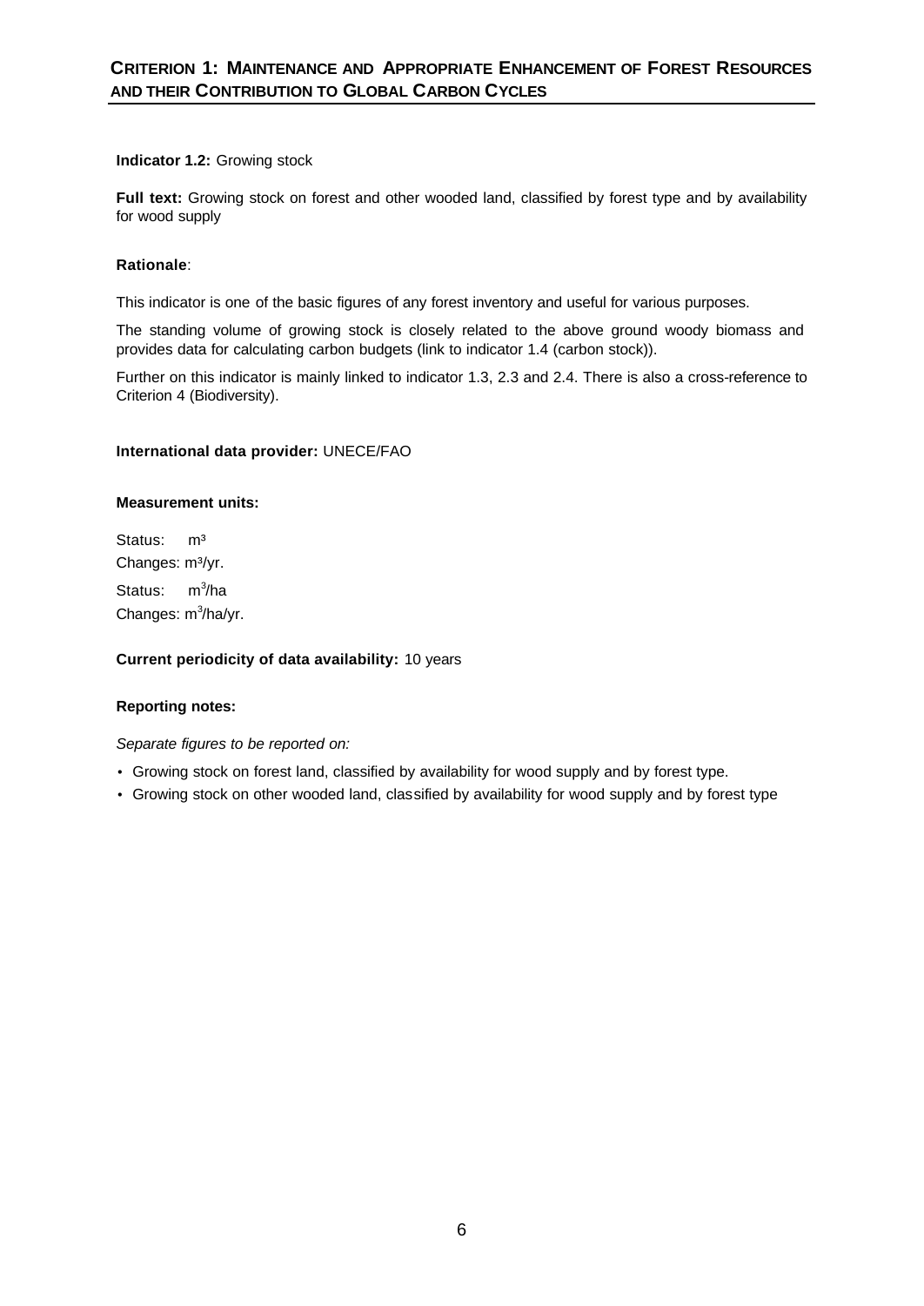## CRITERION 1: MAINTENANCE AND APPROPRIATE ENHANCEMENT OF FOREST RESOURCES AND THEIR CONTRIBUTION TO GLOBAL CARBON CYCLES

**Indicator 1.2:** Growing stock

**Full text:** Growing stock on forest and other wooded land, classified by forest type and by availability for wood supply

**Rationale**:

This indicator is one of the basic figures of any forest inventory and useful for various purposes.

The standing volume of growing stock is closely related to the above ground woody biomass and provides data for calculating carbon budgets (link to indicator 1.4 (carbon stock)).

Further on this indicator is mainly linked to indicator 1.3, 2.3 and 2.4. There is also a cross-reference to Criterion 4 (Biodiversity).

**International data provider:** UNECE/FAO

**Measurement units:**

Status: $m^3$
Changes: $m^3$/yr.
Status: $m^3$/ha
Changes: $m^3$/ha/yr.

**Current periodicity of data availability:** 10 years

**Reporting notes:**

*Separate figures to be reported on:*

- Growing stock on forest land, classified by availability for wood supply and by forest type.
- Growing stock on other wooded land, classified by availability for wood supply and by forest type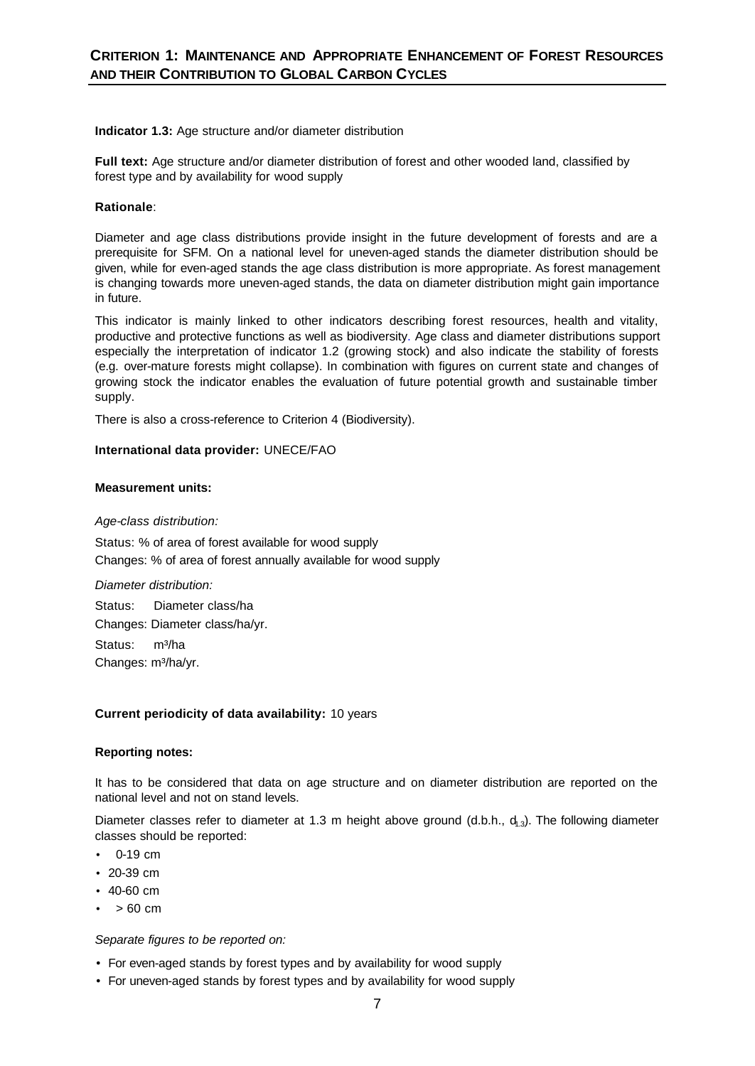## CRITERION 1: MAINTENANCE AND APPROPRIATE ENHANCEMENT OF FOREST RESOURCES AND THEIR CONTRIBUTION TO GLOBAL CARBON CYCLES

**Indicator 1.3:** Age structure and/or diameter distribution

**Full text:** Age structure and/or diameter distribution of forest and other wooded land, classified by forest type and by availability for wood supply

**Rationale**:

Diameter and age class distributions provide insight in the future development of forests and are a prerequisite for SFM. On a national level for uneven-aged stands the diameter distribution should be given, while for even-aged stands the age class distribution is more appropriate. As forest management is changing towards more uneven-aged stands, the data on diameter distribution might gain importance in future.

This indicator is mainly linked to other indicators describing forest resources, health and vitality, productive and protective functions as well as biodiversity. Age class and diameter distributions support especially the interpretation of indicator 1.2 (growing stock) and also indicate the stability of forests (e.g. over-mature forests might collapse). In combination with figures on current state and changes of growing stock the indicator enables the evaluation of future potential growth and sustainable timber supply.

There is also a cross-reference to Criterion 4 (Biodiversity).

**International data provider:** UNECE/FAO

**Measurement units:**

*Age-class distribution:*

Status: % of area of forest available for wood supply

Changes: % of area of forest annually available for wood supply

*Diameter distribution:*

Status: Diameter class/ha

Changes: Diameter class/ha/yr.

Status: $m^3$/ha

Changes: $m^3$/ha/yr.

**Current periodicity of data availability:** 10 years

**Reporting notes:**

It has to be considered that data on age structure and on diameter distribution are reported on the national level and not on stand levels.

Diameter classes refer to diameter at 1.3 m height above ground (d.b.h., $d_{1.3}$). The following diameter classes should be reported:

- 0-19 cm
- 20-39 cm
- 40-60 cm
- > 60 cm

*Separate figures to be reported on:*

- For even-aged stands by forest types and by availability for wood supply
- For uneven-aged stands by forest types and by availability for wood supply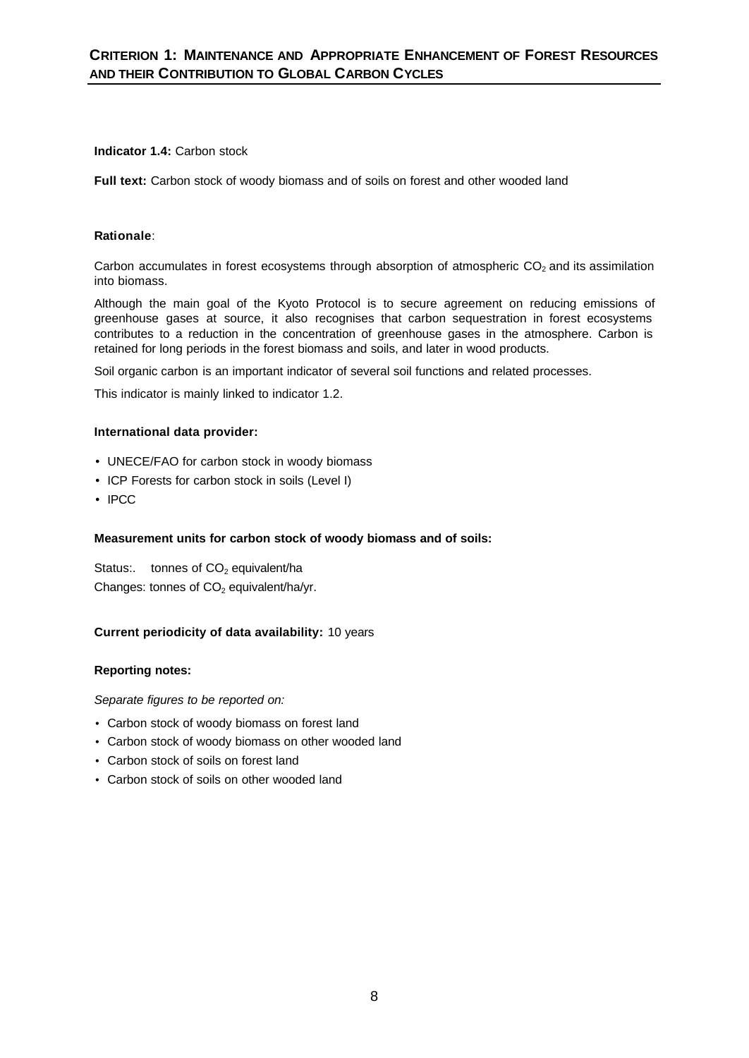## Criterion 1: Maintenance and Appropriate Enhancement of Forest Resources and their Contribution to Global Carbon Cycles

**Indicator 1.4:** Carbon stock

**Full text:** Carbon stock of woody biomass and of soils on forest and other wooded land

**Rationale**:

Carbon accumulates in forest ecosystems through absorption of atmospheric $CO_2$ and its assimilation into biomass.

Although the main goal of the Kyoto Protocol is to secure agreement on reducing emissions of greenhouse gases at source, it also recognises that carbon sequestration in forest ecosystems contributes to a reduction in the concentration of greenhouse gases in the atmosphere. Carbon is retained for long periods in the forest biomass and soils, and later in wood products.

Soil organic carbon is an important indicator of several soil functions and related processes.

This indicator is mainly linked to indicator 1.2.

**International data provider:**

- UNECE/FAO for carbon stock in woody biomass
- ICP Forests for carbon stock in soils (Level I)
- IPCC

**Measurement units for carbon stock of woody biomass and of soils:**

Status:. tonnes of $CO_2$ equivalent/ha
Changes: tonnes of $CO_2$ equivalent/ha/yr.

**Current periodicity of data availability:** 10 years

**Reporting notes:**

*Separate figures to be reported on:*

- Carbon stock of woody biomass on forest land
- Carbon stock of woody biomass on other wooded land
- Carbon stock of soils on forest land
- Carbon stock of soils on other wooded land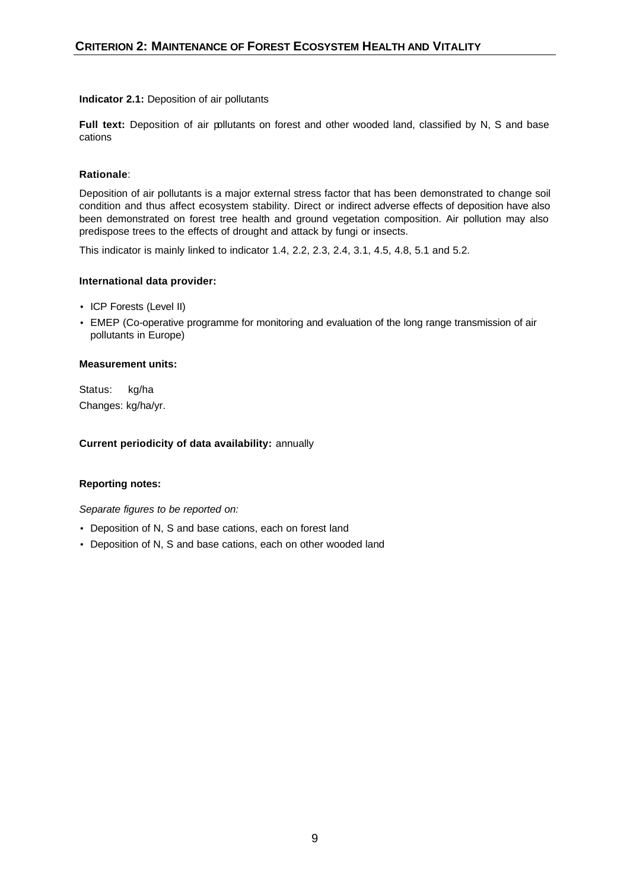## CRITERION 2: MAINTENANCE OF FOREST ECOSYSTEM HEALTH AND VITALITY

**Indicator 2.1:** Deposition of air pollutants

**Full text:** Deposition of air pollutants on forest and other wooded land, classified by N, S and base cations

**Rationale**:

Deposition of air pollutants is a major external stress factor that has been demonstrated to change soil condition and thus affect ecosystem stability. Direct or indirect adverse effects of deposition have also been demonstrated on forest tree health and ground vegetation composition. Air pollution may also predispose trees to the effects of drought and attack by fungi or insects.

This indicator is mainly linked to indicator 1.4, 2.2, 2.3, 2.4, 3.1, 4.5, 4.8, 5.1 and 5.2.

**International data provider:**

- ICP Forests (Level II)
- EMEP (Co-operative programme for monitoring and evaluation of the long range transmission of air pollutants in Europe)

**Measurement units:**

Status: kg/ha

Changes: kg/ha/yr.

**Current periodicity of data availability:** annually

**Reporting notes:**

*Separate figures to be reported on:*

- Deposition of N, S and base cations, each on forest land
- Deposition of N, S and base cations, each on other wooded land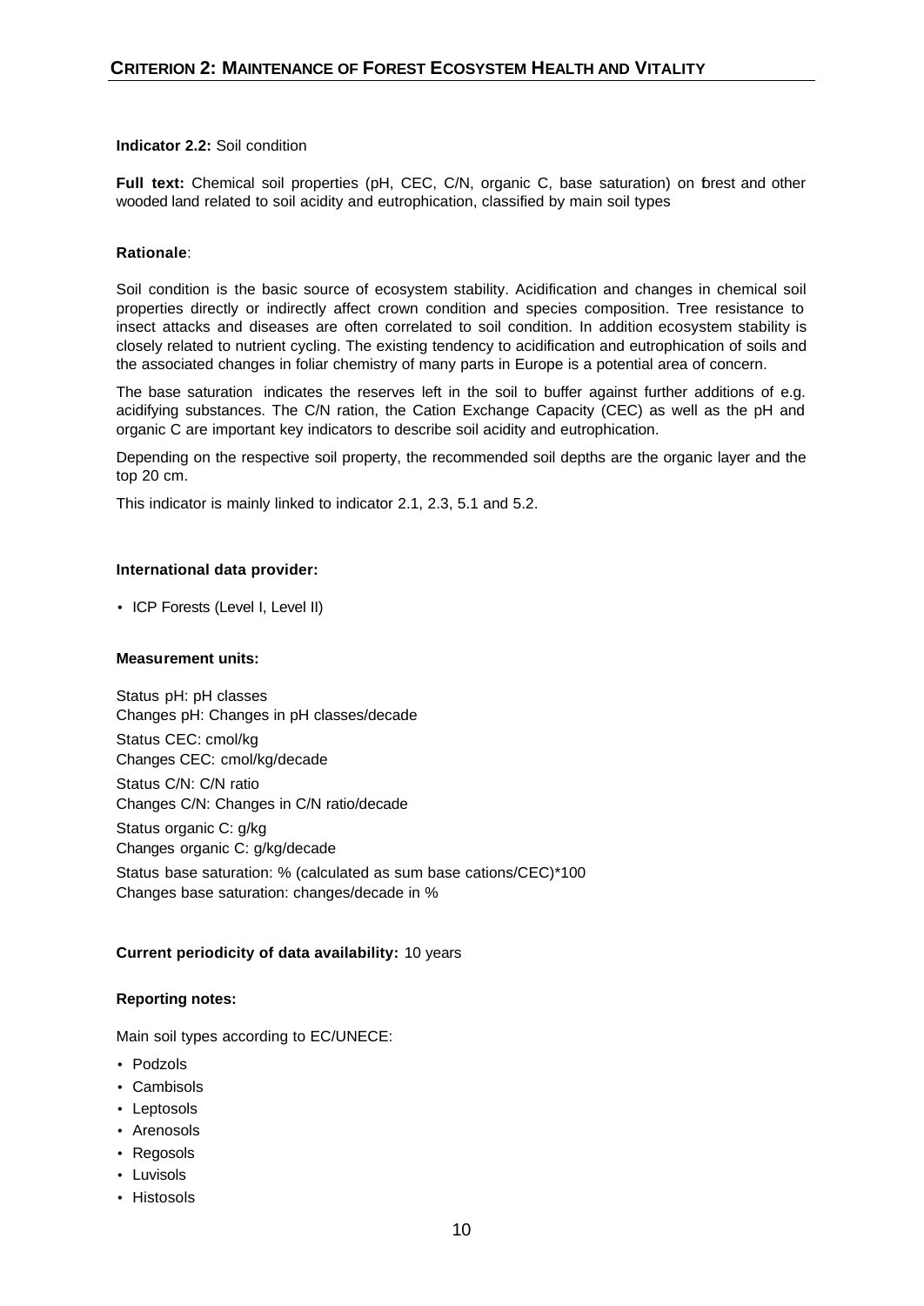## CRITERION 2: MAINTENANCE OF FOREST ECOSYSTEM HEALTH AND VITALITY

**Indicator 2.2:** Soil condition

**Full text:** Chemical soil properties (pH, CEC, C/N, organic C, base saturation) on forest and other wooded land related to soil acidity and eutrophication, classified by main soil types

**Rationale**:

Soil condition is the basic source of ecosystem stability. Acidification and changes in chemical soil properties directly or indirectly affect crown condition and species composition. Tree resistance to insect attacks and diseases are often correlated to soil condition. In addition ecosystem stability is closely related to nutrient cycling. The existing tendency to acidification and eutrophication of soils and the associated changes in foliar chemistry of many parts in Europe is a potential area of concern.

The base saturation indicates the reserves left in the soil to buffer against further additions of e.g. acidifying substances. The C/N ration, the Cation Exchange Capacity (CEC) as well as the pH and organic C are important key indicators to describe soil acidity and eutrophication.

Depending on the respective soil property, the recommended soil depths are the organic layer and the top 20 cm.

This indicator is mainly linked to indicator 2.1, 2.3, 5.1 and 5.2.

**International data provider:**

- ICP Forests (Level I, Level II)

**Measurement units:**

Status pH: pH classes
Changes pH: Changes in pH classes/decade

Status CEC: cmol/kg
Changes CEC: cmol/kg/decade

Status C/N: C/N ratio
Changes C/N: Changes in C/N ratio/decade

Status organic C: g/kg
Changes organic C: g/kg/decade

Status base saturation: % (calculated as sum base cations/CEC)*100
Changes base saturation: changes/decade in %

**Current periodicity of data availability:** 10 years

**Reporting notes:**

Main soil types according to EC/UNECE:

- Podzols
- Cambisols
- Leptosols
- Arenosols
- Regosols
- Luvisols
- Histosols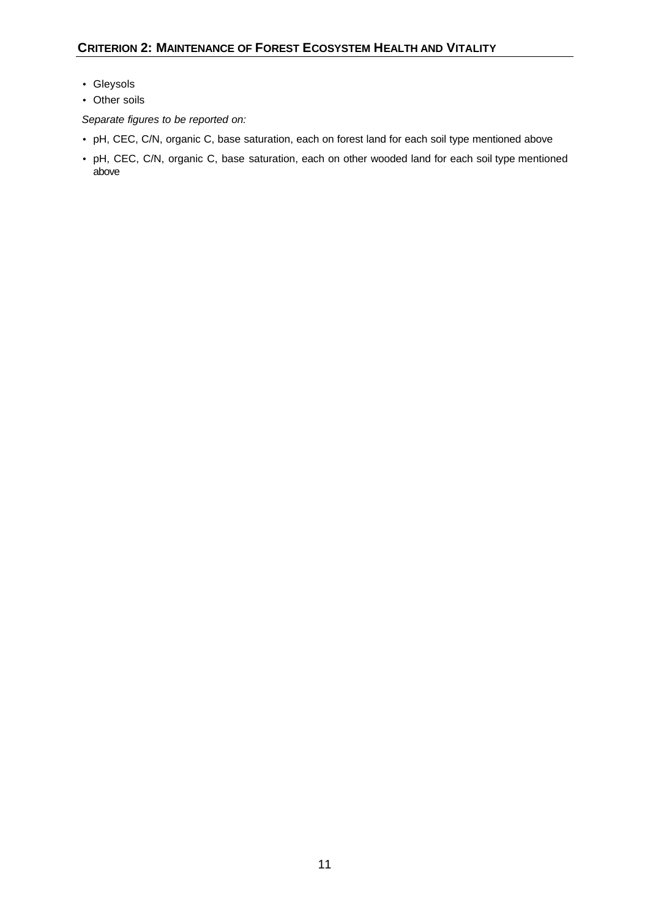- Gleysols
- Other soils

*Separate figures to be reported on:*

- pH, CEC, C/N, organic C, base saturation, each on forest land for each soil type mentioned above
- pH, CEC, C/N, organic C, base saturation, each on other wooded land for each soil type mentioned above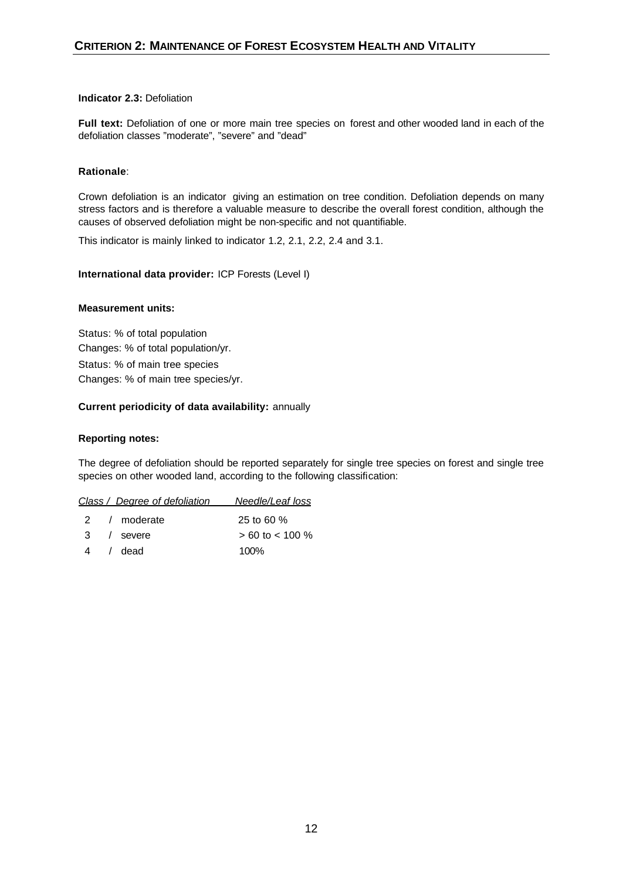## CRITERION 2: MAINTENANCE OF FOREST ECOSYSTEM HEALTH AND VITALITY

**Indicator 2.3:** Defoliation

**Full text:** Defoliation of one or more main tree species on forest and other wooded land in each of the defoliation classes "moderate", "severe" and "dead"

**Rationale**:

Crown defoliation is an indicator giving an estimation on tree condition. Defoliation depends on many stress factors and is therefore a valuable measure to describe the overall forest condition, although the causes of observed defoliation might be non-specific and not quantifiable.

This indicator is mainly linked to indicator 1.2, 2.1, 2.2, 2.4 and 3.1.

**International data provider:** ICP Forests (Level I)

**Measurement units:**

Status: % of total population
Changes: % of total population/yr.
Status: % of main tree species
Changes: % of main tree species/yr.

**Current periodicity of data availability:** annually

**Reporting notes:**

The degree of defoliation should be reported separately for single tree species on forest and single tree species on other wooded land, according to the following classification:

| *Class / Degree of defoliation* | *Needle/Leaf loss* |
|---|---|
| 2 / moderate | 25 to 60 % |
| 3 / severe | > 60 to < 100 % |
| 4 / dead | 100% |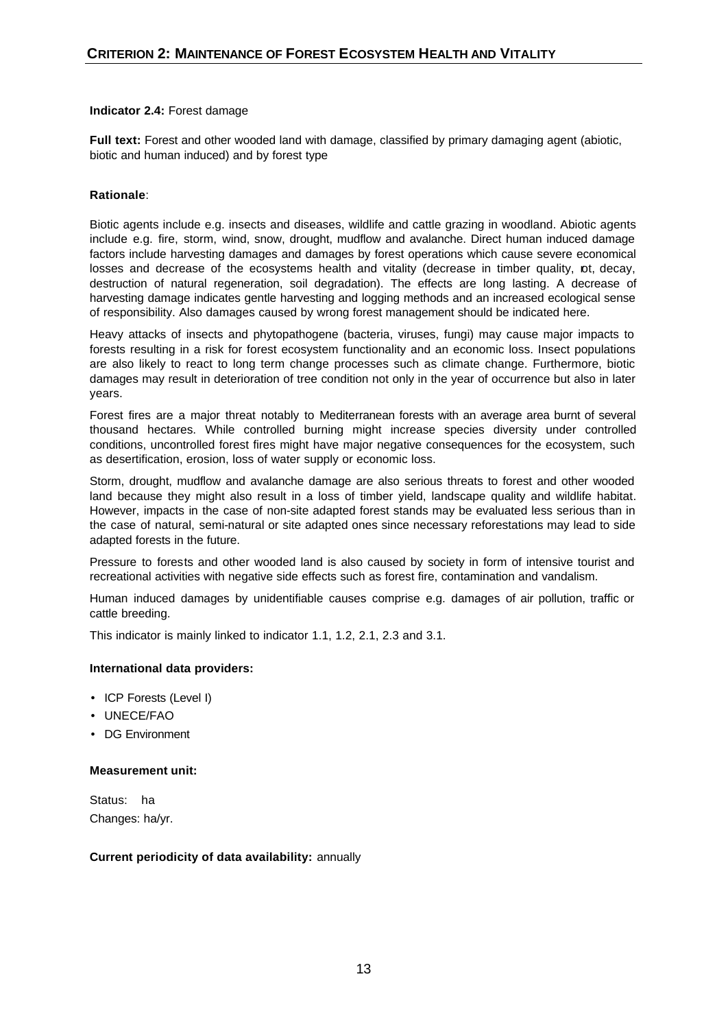## CRITERION 2: MAINTENANCE OF FOREST ECOSYSTEM HEALTH AND VITALITY

**Indicator 2.4:** Forest damage

**Full text:** Forest and other wooded land with damage, classified by primary damaging agent (abiotic, biotic and human induced) and by forest type

**Rationale**:

Biotic agents include e.g. insects and diseases, wildlife and cattle grazing in woodland. Abiotic agents include e.g. fire, storm, wind, snow, drought, mudflow and avalanche. Direct human induced damage factors include harvesting damages and damages by forest operations which cause severe economical losses and decrease of the ecosystems health and vitality (decrease in timber quality, rot, decay, destruction of natural regeneration, soil degradation). The effects are long lasting. A decrease of harvesting damage indicates gentle harvesting and logging methods and an increased ecological sense of responsibility. Also damages caused by wrong forest management should be indicated here.

Heavy attacks of insects and phytopathogene (bacteria, viruses, fungi) may cause major impacts to forests resulting in a risk for forest ecosystem functionality and an economic loss. Insect populations are also likely to react to long term change processes such as climate change. Furthermore, biotic damages may result in deterioration of tree condition not only in the year of occurrence but also in later years.

Forest fires are a major threat notably to Mediterranean forests with an average area burnt of several thousand hectares. While controlled burning might increase species diversity under controlled conditions, uncontrolled forest fires might have major negative consequences for the ecosystem, such as desertification, erosion, loss of water supply or economic loss.

Storm, drought, mudflow and avalanche damage are also serious threats to forest and other wooded land because they might also result in a loss of timber yield, landscape quality and wildlife habitat. However, impacts in the case of non-site adapted forest stands may be evaluated less serious than in the case of natural, semi-natural or site adapted ones since necessary reforestations may lead to side adapted forests in the future.

Pressure to forests and other wooded land is also caused by society in form of intensive tourist and recreational activities with negative side effects such as forest fire, contamination and vandalism.

Human induced damages by unidentifiable causes comprise e.g. damages of air pollution, traffic or cattle breeding.

This indicator is mainly linked to indicator 1.1, 1.2, 2.1, 2.3 and 3.1.

**International data providers:**

- ICP Forests (Level I)
- UNECE/FAO
- DG Environment

**Measurement unit:**

Status: ha
Changes: ha/yr.

**Current periodicity of data availability:** annually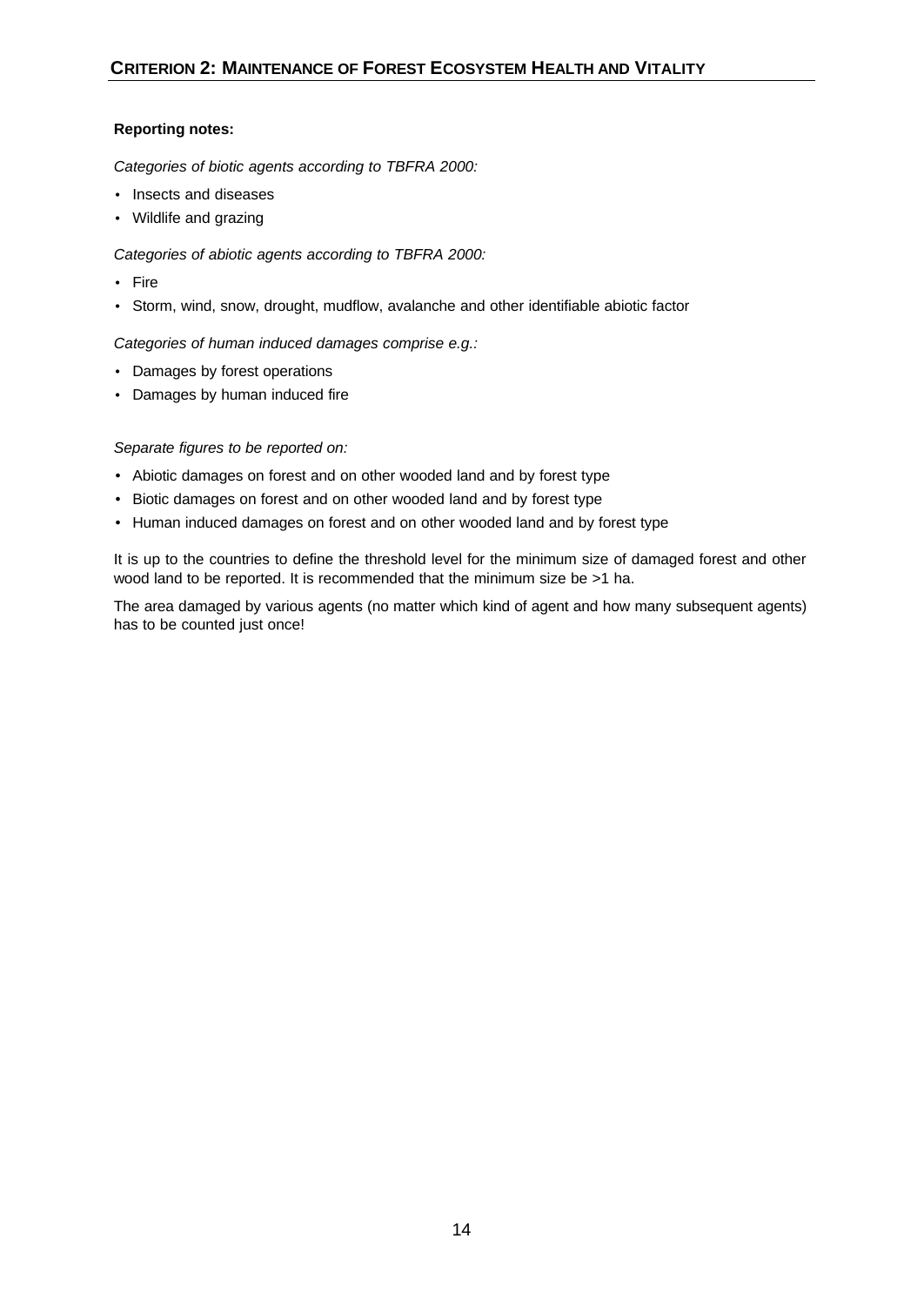**Reporting notes:**

*Categories of biotic agents according to TBFRA 2000:*

- Insects and diseases
- Wildlife and grazing

*Categories of abiotic agents according to TBFRA 2000:*

- Fire
- Storm, wind, snow, drought, mudflow, avalanche and other identifiable abiotic factor

*Categories of human induced damages comprise e.g.:*

- Damages by forest operations
- Damages by human induced fire

*Separate figures to be reported on:*

- Abiotic damages on forest and on other wooded land and by forest type
- Biotic damages on forest and on other wooded land and by forest type
- Human induced damages on forest and on other wooded land and by forest type

It is up to the countries to define the threshold level for the minimum size of damaged forest and other wood land to be reported. It is recommended that the minimum size be >1 ha.

The area damaged by various agents (no matter which kind of agent and how many subsequent agents) has to be counted just once!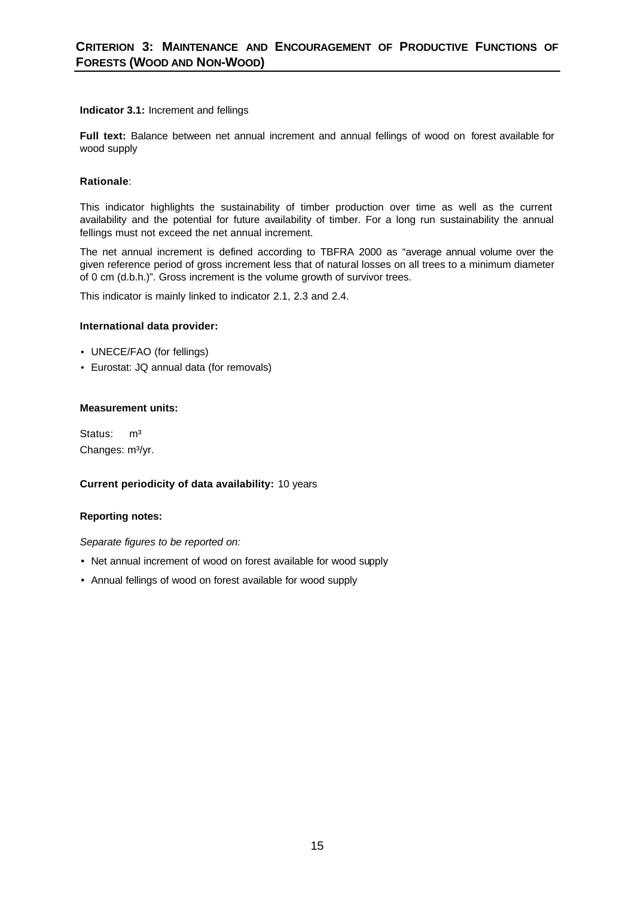## Criterion 3: Maintenance and Encouragement of Productive Functions of Forests (Wood and Non-Wood)

**Indicator 3.1:** Increment and fellings

**Full text:** Balance between net annual increment and annual fellings of wood on forest available for wood supply

**Rationale**:

This indicator highlights the sustainability of timber production over time as well as the current availability and the potential for future availability of timber. For a long run sustainability the annual fellings must not exceed the net annual increment.

The net annual increment is defined according to TBFRA 2000 as "average annual volume over the given reference period of gross increment less that of natural losses on all trees to a minimum diameter of 0 cm (d.b.h.)". Gross increment is the volume growth of survivor trees.

This indicator is mainly linked to indicator 2.1, 2.3 and 2.4.

**International data provider:**

- UNECE/FAO (for fellings)
- Eurostat: JQ annual data (for removals)

**Measurement units:**

Status: $m^3$

Changes: $m^3$/yr.

**Current periodicity of data availability:** 10 years

**Reporting notes:**

*Separate figures to be reported on:*

- Net annual increment of wood on forest available for wood supply
- Annual fellings of wood on forest available for wood supply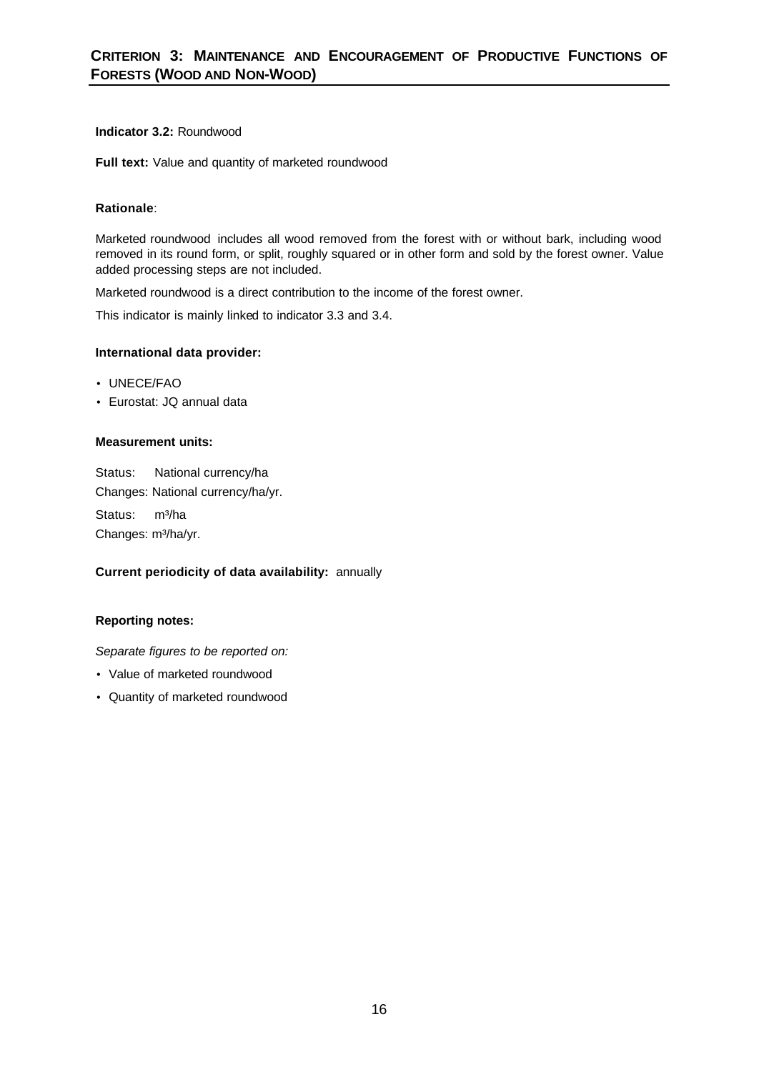## CRITERION 3: MAINTENANCE AND ENCOURAGEMENT OF PRODUCTIVE FUNCTIONS OF FORESTS (WOOD AND NON-WOOD)

**Indicator 3.2:** Roundwood

**Full text:** Value and quantity of marketed roundwood

**Rationale**:

Marketed roundwood includes all wood removed from the forest with or without bark, including wood removed in its round form, or split, roughly squared or in other form and sold by the forest owner. Value added processing steps are not included.

Marketed roundwood is a direct contribution to the income of the forest owner.

This indicator is mainly linked to indicator 3.3 and 3.4.

**International data provider:**

- UNECE/FAO
- Eurostat: JQ annual data

**Measurement units:**

Status: National currency/ha

Changes: National currency/ha/yr.

Status: $m^3$/ha

Changes: $m^3$/ha/yr.

**Current periodicity of data availability:** annually

**Reporting notes:**

*Separate figures to be reported on:*

- Value of marketed roundwood
- Quantity of marketed roundwood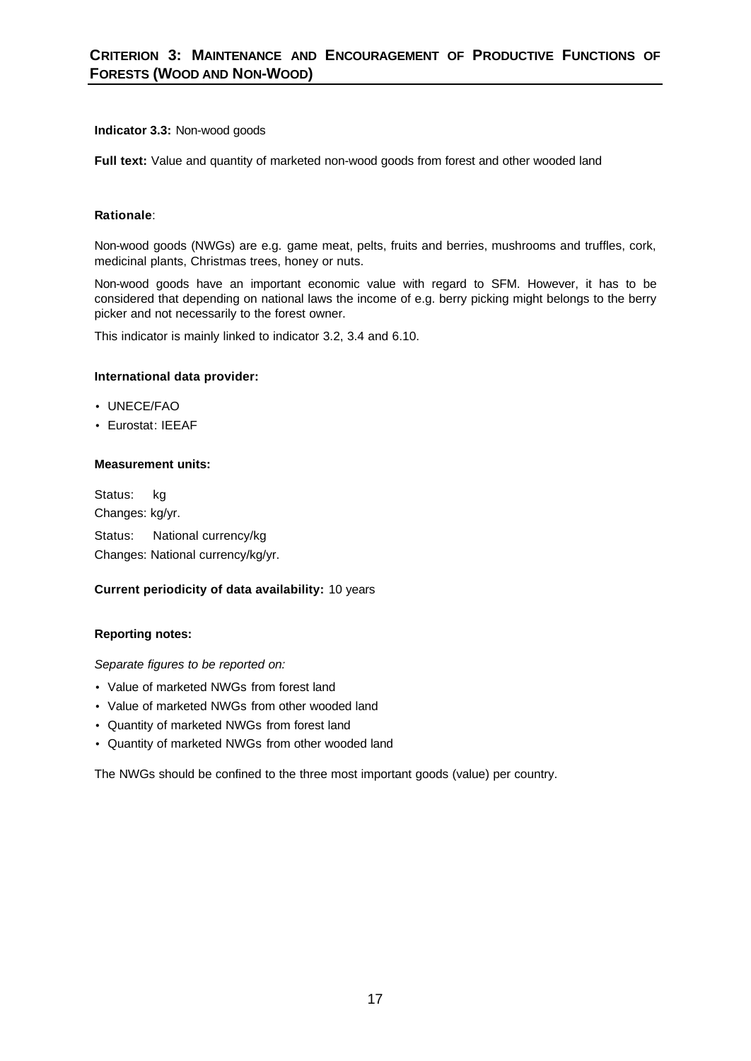## CRITERION 3: MAINTENANCE AND ENCOURAGEMENT OF PRODUCTIVE FUNCTIONS OF FORESTS (WOOD AND NON-WOOD)

**Indicator 3.3:** Non-wood goods

**Full text:** Value and quantity of marketed non-wood goods from forest and other wooded land

**Rationale**:

Non-wood goods (NWGs) are e.g. game meat, pelts, fruits and berries, mushrooms and truffles, cork, medicinal plants, Christmas trees, honey or nuts.

Non-wood goods have an important economic value with regard to SFM. However, it has to be considered that depending on national laws the income of e.g. berry picking might belongs to the berry picker and not necessarily to the forest owner.

This indicator is mainly linked to indicator 3.2, 3.4 and 6.10.

**International data provider:**

- UNECE/FAO
- Eurostat: IEEAF

**Measurement units:**

Status: kg
Changes: kg/yr.

Status: National currency/kg
Changes: National currency/kg/yr.

**Current periodicity of data availability:** 10 years

**Reporting notes:**

*Separate figures to be reported on:*

- Value of marketed NWGs from forest land
- Value of marketed NWGs from other wooded land
- Quantity of marketed NWGs from forest land
- Quantity of marketed NWGs from other wooded land

The NWGs should be confined to the three most important goods (value) per country.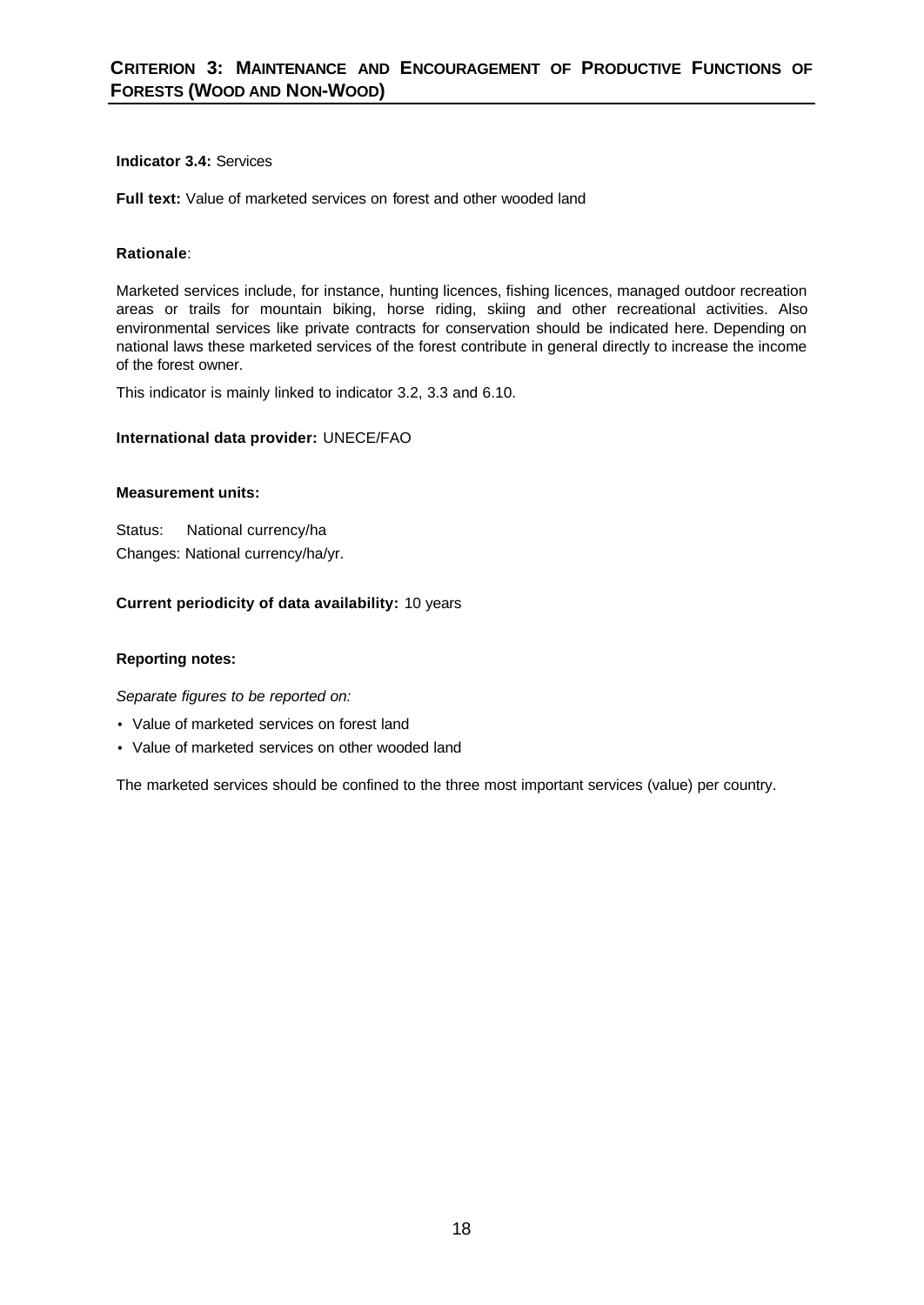## CRITERION 3: MAINTENANCE AND ENCOURAGEMENT OF PRODUCTIVE FUNCTIONS OF FORESTS (WOOD AND NON-WOOD)

**Indicator 3.4:** Services

**Full text:** Value of marketed services on forest and other wooded land

**Rationale**:

Marketed services include, for instance, hunting licences, fishing licences, managed outdoor recreation areas or trails for mountain biking, horse riding, skiing and other recreational activities. Also environmental services like private contracts for conservation should be indicated here. Depending on national laws these marketed services of the forest contribute in general directly to increase the income of the forest owner.

This indicator is mainly linked to indicator 3.2, 3.3 and 6.10.

**International data provider:** UNECE/FAO

**Measurement units:**

Status: National currency/ha

Changes: National currency/ha/yr.

**Current periodicity of data availability:** 10 years

**Reporting notes:**

*Separate figures to be reported on:*

- Value of marketed services on forest land
- Value of marketed services on other wooded land

The marketed services should be confined to the three most important services (value) per country.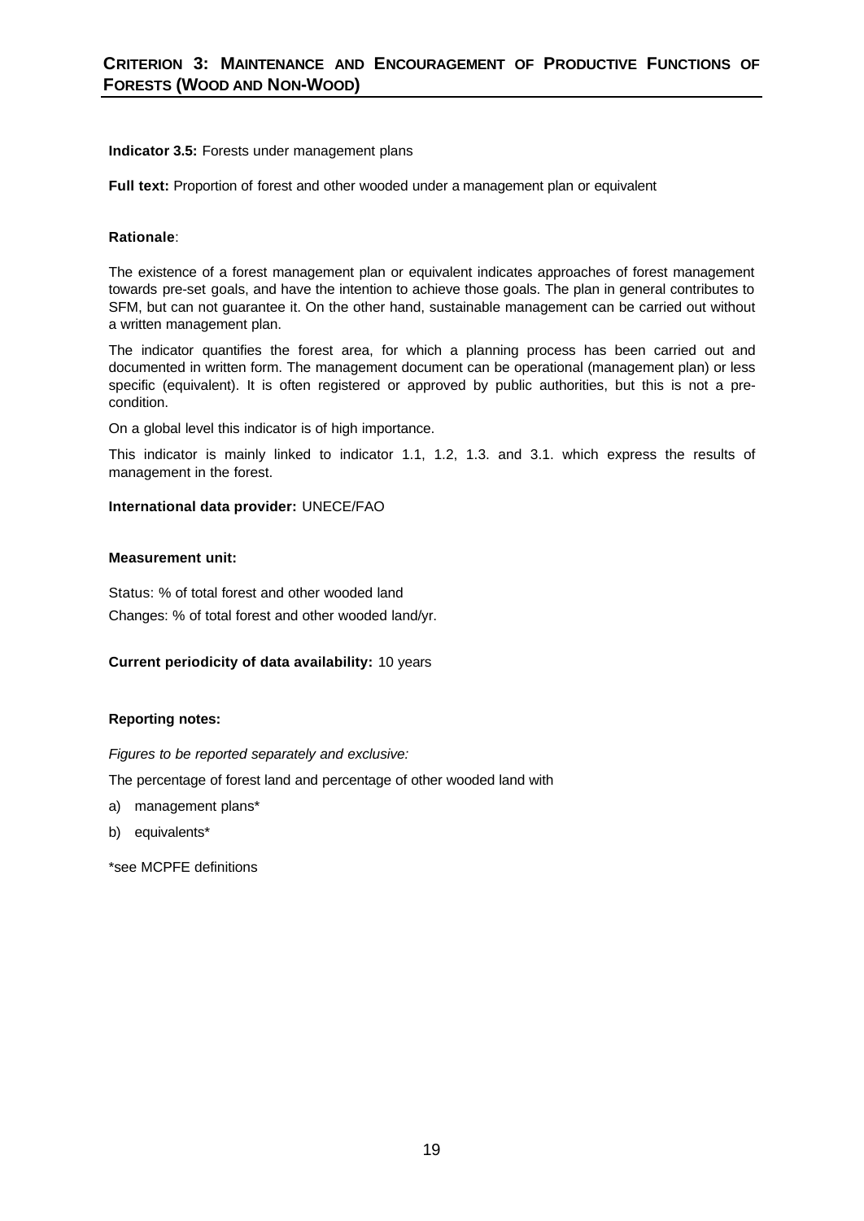## Criterion 3: Maintenance and Encouragement of Productive Functions of Forests (Wood and Non-Wood)

**Indicator 3.5:** Forests under management plans

**Full text:** Proportion of forest and other wooded under a management plan or equivalent

**Rationale**:

The existence of a forest management plan or equivalent indicates approaches of forest management towards pre-set goals, and have the intention to achieve those goals. The plan in general contributes to SFM, but can not guarantee it. On the other hand, sustainable management can be carried out without a written management plan.

The indicator quantifies the forest area, for which a planning process has been carried out and documented in written form. The management document can be operational (management plan) or less specific (equivalent). It is often registered or approved by public authorities, but this is not a pre-condition.

On a global level this indicator is of high importance.

This indicator is mainly linked to indicator 1.1, 1.2, 1.3. and 3.1. which express the results of management in the forest.

**International data provider:** UNECE/FAO

**Measurement unit:**

Status: % of total forest and other wooded land

Changes: % of total forest and other wooded land/yr.

**Current periodicity of data availability:** 10 years

**Reporting notes:**

*Figures to be reported separately and exclusive:*

The percentage of forest land and percentage of other wooded land with

a) management plans*
b) equivalents*

*see MCPFE definitions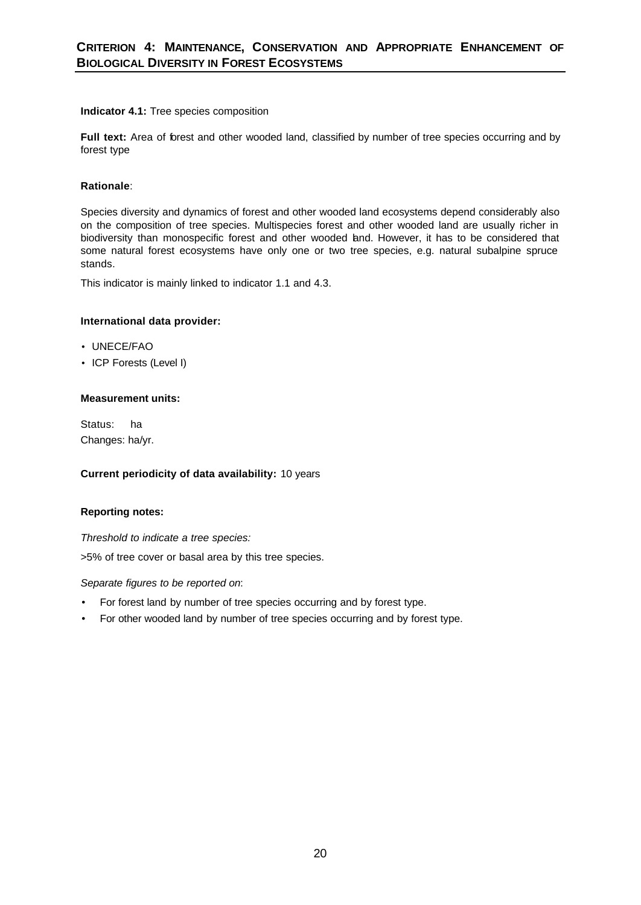## Criterion 4: Maintenance, Conservation and Appropriate Enhancement of Biological Diversity in Forest Ecosystems

**Indicator 4.1:** Tree species composition

**Full text:** Area of forest and other wooded land, classified by number of tree species occurring and by forest type

**Rationale**:

Species diversity and dynamics of forest and other wooded land ecosystems depend considerably also on the composition of tree species. Multispecies forest and other wooded land are usually richer in biodiversity than monospecific forest and other wooded land. However, it has to be considered that some natural forest ecosystems have only one or two tree species, e.g. natural subalpine spruce stands.

This indicator is mainly linked to indicator 1.1 and 4.3.

**International data provider:**

- UNECE/FAO
- ICP Forests (Level I)

**Measurement units:**

Status: ha
Changes: ha/yr.

**Current periodicity of data availability:** 10 years

**Reporting notes:**

*Threshold to indicate a tree species:*

>5% of tree cover or basal area by this tree species.

*Separate figures to be reported on*:

- For forest land by number of tree species occurring and by forest type.
- For other wooded land by number of tree species occurring and by forest type.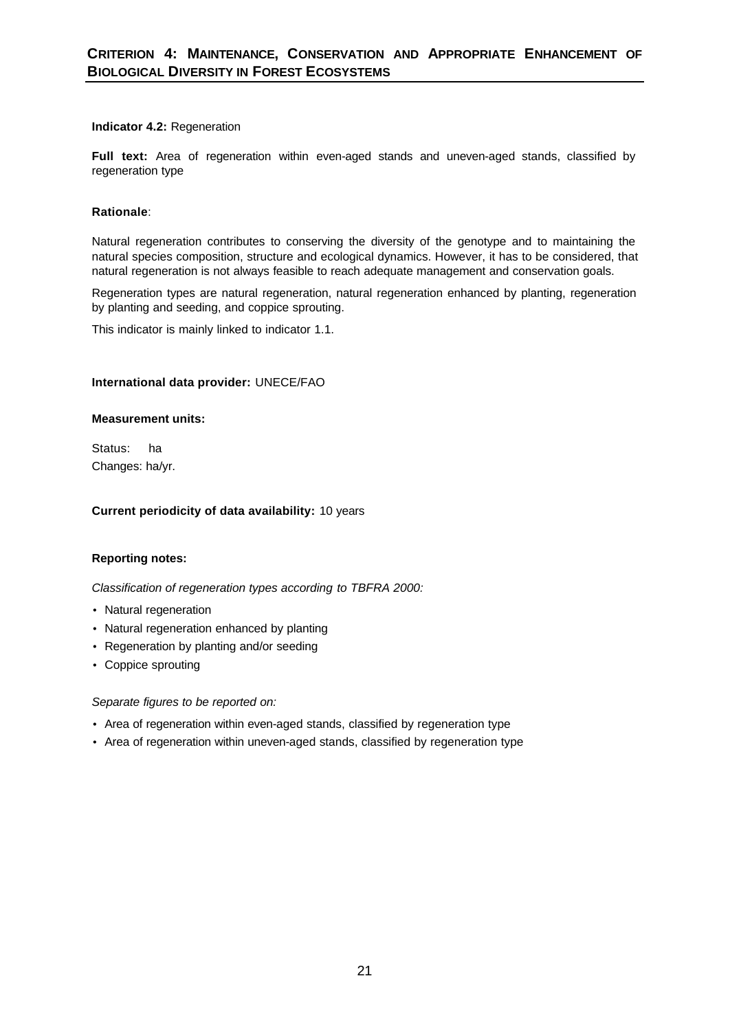## CRITERION 4: MAINTENANCE, CONSERVATION AND APPROPRIATE ENHANCEMENT OF BIOLOGICAL DIVERSITY IN FOREST ECOSYSTEMS

**Indicator 4.2:** Regeneration

**Full text:** Area of regeneration within even-aged stands and uneven-aged stands, classified by regeneration type

**Rationale**:

Natural regeneration contributes to conserving the diversity of the genotype and to maintaining the natural species composition, structure and ecological dynamics. However, it has to be considered, that natural regeneration is not always feasible to reach adequate management and conservation goals.

Regeneration types are natural regeneration, natural regeneration enhanced by planting, regeneration by planting and seeding, and coppice sprouting.

This indicator is mainly linked to indicator 1.1.

**International data provider:** UNECE/FAO

**Measurement units:**

Status: ha
Changes: ha/yr.

**Current periodicity of data availability:** 10 years

**Reporting notes:**

*Classification of regeneration types according to TBFRA 2000:*

- Natural regeneration
- Natural regeneration enhanced by planting
- Regeneration by planting and/or seeding
- Coppice sprouting

*Separate figures to be reported on:*

- Area of regeneration within even-aged stands, classified by regeneration type
- Area of regeneration within uneven-aged stands, classified by regeneration type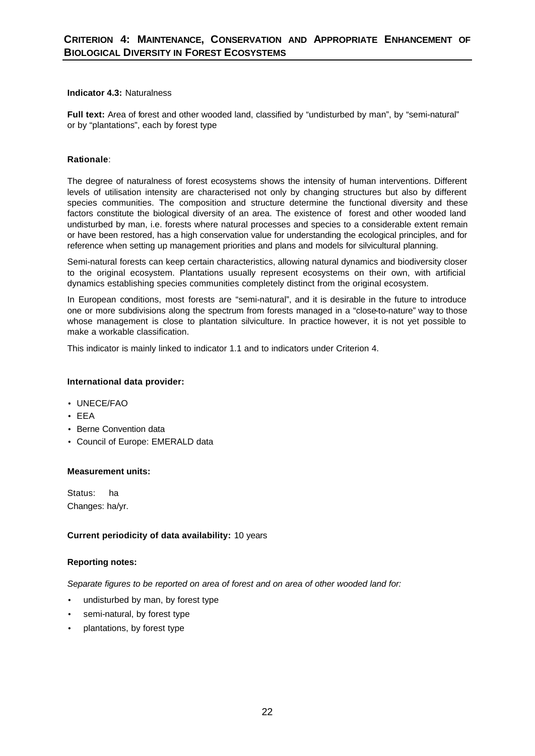## Criterion 4: Maintenance, Conservation and Appropriate Enhancement of Biological Diversity in Forest Ecosystems

**Indicator 4.3:** Naturalness

**Full text:** Area of forest and other wooded land, classified by "undisturbed by man", by "semi-natural" or by "plantations", each by forest type

**Rationale**:

The degree of naturalness of forest ecosystems shows the intensity of human interventions. Different levels of utilisation intensity are characterised not only by changing structures but also by different species communities. The composition and structure determine the functional diversity and these factors constitute the biological diversity of an area. The existence of forest and other wooded land undisturbed by man, i.e. forests where natural processes and species to a considerable extent remain or have been restored, has a high conservation value for understanding the ecological principles, and for reference when setting up management priorities and plans and models for silvicultural planning.

Semi-natural forests can keep certain characteristics, allowing natural dynamics and biodiversity closer to the original ecosystem. Plantations usually represent ecosystems on their own, with artificial dynamics establishing species communities completely distinct from the original ecosystem.

In European conditions, most forests are "semi-natural", and it is desirable in the future to introduce one or more subdivisions along the spectrum from forests managed in a "close-to-nature" way to those whose management is close to plantation silviculture. In practice however, it is not yet possible to make a workable classification.

This indicator is mainly linked to indicator 1.1 and to indicators under Criterion 4.

**International data provider:**

- UNECE/FAO
- EEA
- Berne Convention data
- Council of Europe: EMERALD data

**Measurement units:**

Status: ha
Changes: ha/yr.

**Current periodicity of data availability:** 10 years

**Reporting notes:**

*Separate figures to be reported on area of forest and on area of other wooded land for:*

- undisturbed by man, by forest type
- semi-natural, by forest type
- plantations, by forest type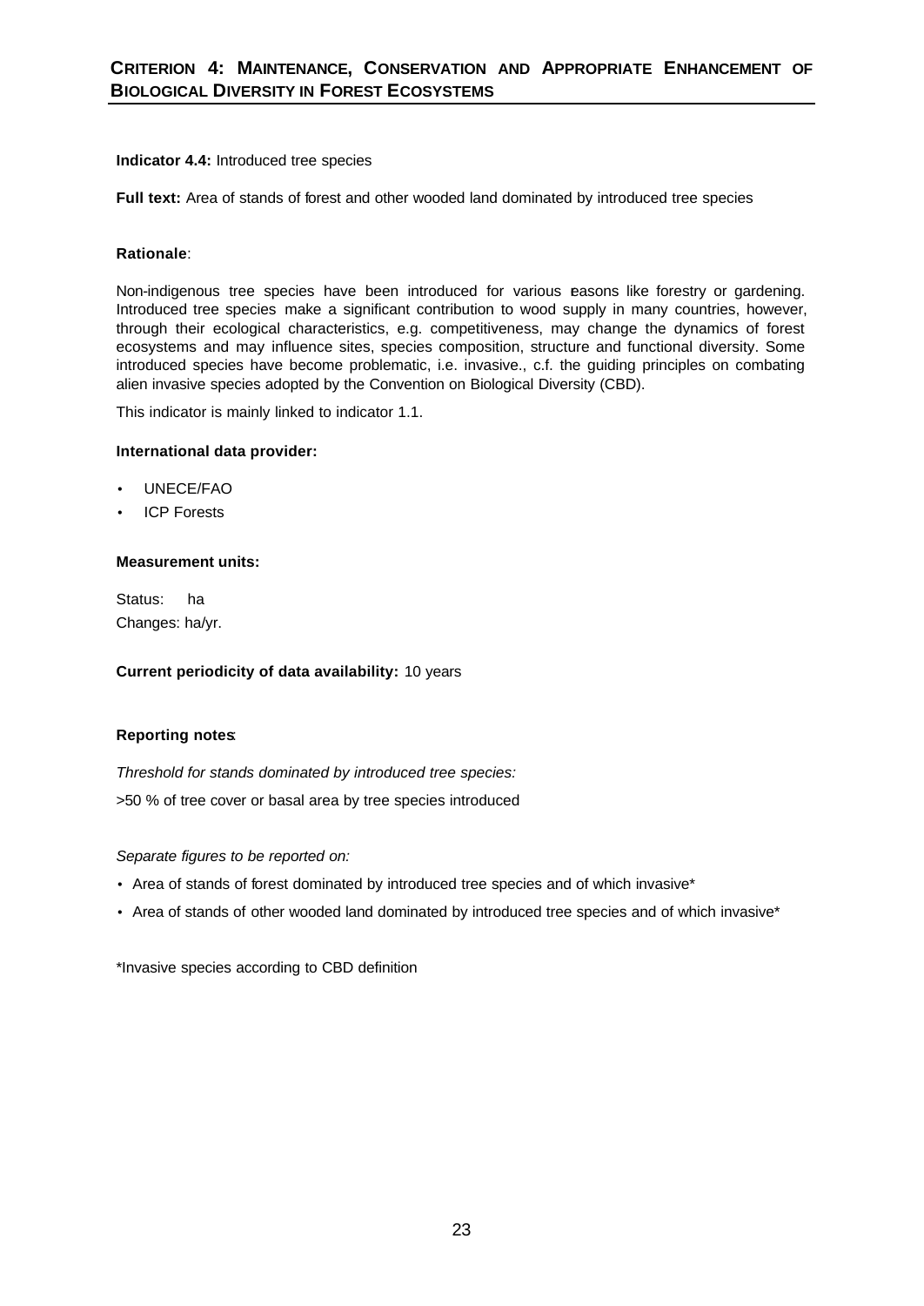## Criterion 4: Maintenance, Conservation and Appropriate Enhancement of Biological Diversity in Forest Ecosystems

**Indicator 4.4:** Introduced tree species

**Full text:** Area of stands of forest and other wooded land dominated by introduced tree species

**Rationale**:

Non-indigenous tree species have been introduced for various reasons like forestry or gardening. Introduced tree species make a significant contribution to wood supply in many countries, however, through their ecological characteristics, e.g. competitiveness, may change the dynamics of forest ecosystems and may influence sites, species composition, structure and functional diversity. Some introduced species have become problematic, i.e. invasive., c.f. the guiding principles on combating alien invasive species adopted by the Convention on Biological Diversity (CBD).

This indicator is mainly linked to indicator 1.1.

**International data provider:**

- UNECE/FAO
- ICP Forests

**Measurement units:**

Status: ha
Changes: ha/yr.

**Current periodicity of data availability:** 10 years

**Reporting notes**:

*Threshold for stands dominated by introduced tree species:*

>50 % of tree cover or basal area by tree species introduced

*Separate figures to be reported on:*

- Area of stands of forest dominated by introduced tree species and of which invasive*
- Area of stands of other wooded land dominated by introduced tree species and of which invasive*

*Invasive species according to CBD definition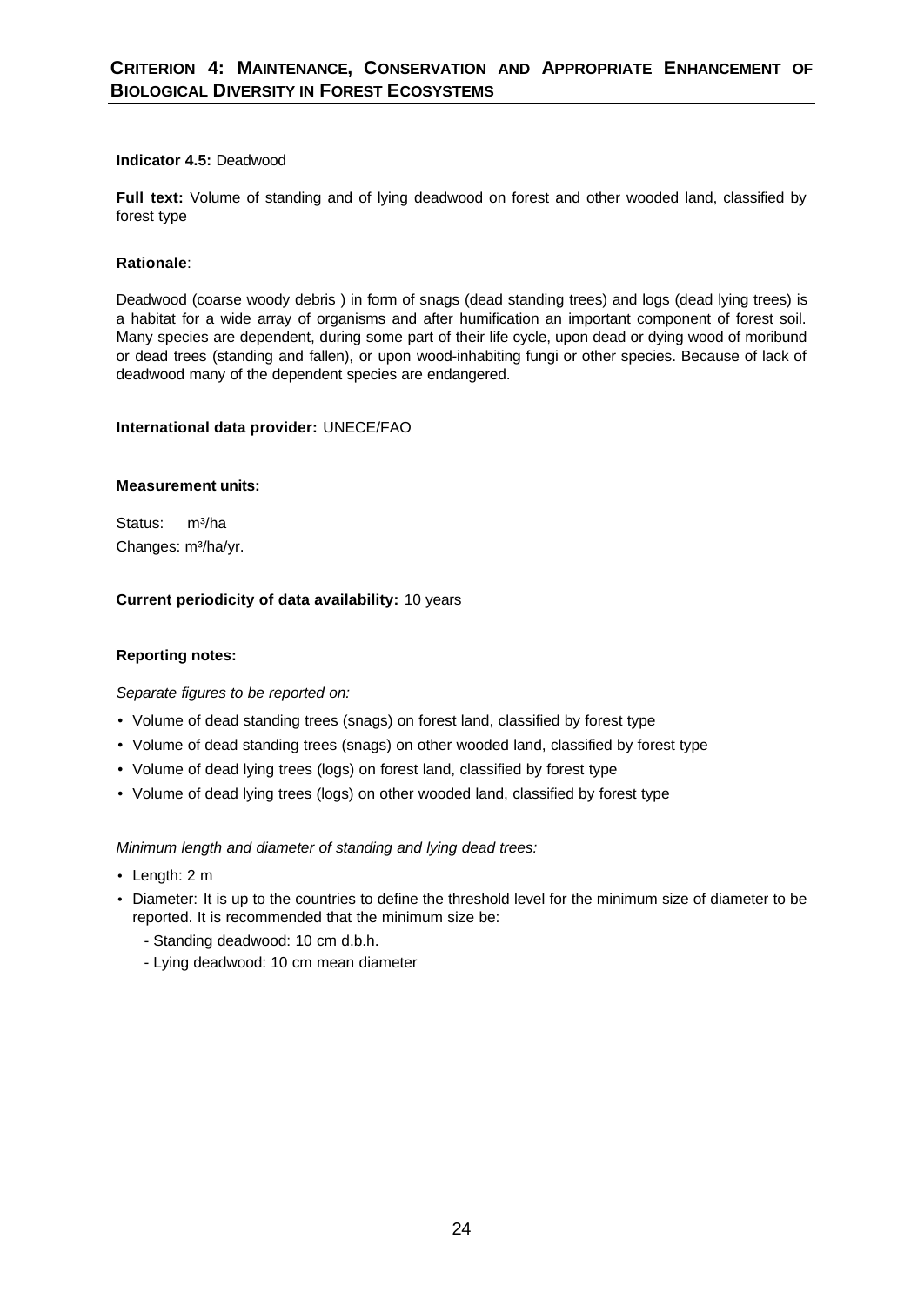## CRITERION 4: MAINTENANCE, CONSERVATION AND APPROPRIATE ENHANCEMENT OF BIOLOGICAL DIVERSITY IN FOREST ECOSYSTEMS

**Indicator 4.5:** Deadwood

**Full text:** Volume of standing and of lying deadwood on forest and other wooded land, classified by forest type

**Rationale**:

Deadwood (coarse woody debris ) in form of snags (dead standing trees) and logs (dead lying trees) is a habitat for a wide array of organisms and after humification an important component of forest soil. Many species are dependent, during some part of their life cycle, upon dead or dying wood of moribund or dead trees (standing and fallen), or upon wood-inhabiting fungi or other species. Because of lack of deadwood many of the dependent species are endangered.

**International data provider:** UNECE/FAO

**Measurement units:**

Status: $m^3$/ha

Changes: $m^3$/ha/yr.

**Current periodicity of data availability:** 10 years

**Reporting notes:**

*Separate figures to be reported on:*

- Volume of dead standing trees (snags) on forest land, classified by forest type
- Volume of dead standing trees (snags) on other wooded land, classified by forest type
- Volume of dead lying trees (logs) on forest land, classified by forest type
- Volume of dead lying trees (logs) on other wooded land, classified by forest type

*Minimum length and diameter of standing and lying dead trees:*

- Length: 2 m
- Diameter: It is up to the countries to define the threshold level for the minimum size of diameter to be reported. It is recommended that the minimum size be:
  - Standing deadwood: 10 cm d.b.h.
  - Lying deadwood: 10 cm mean diameter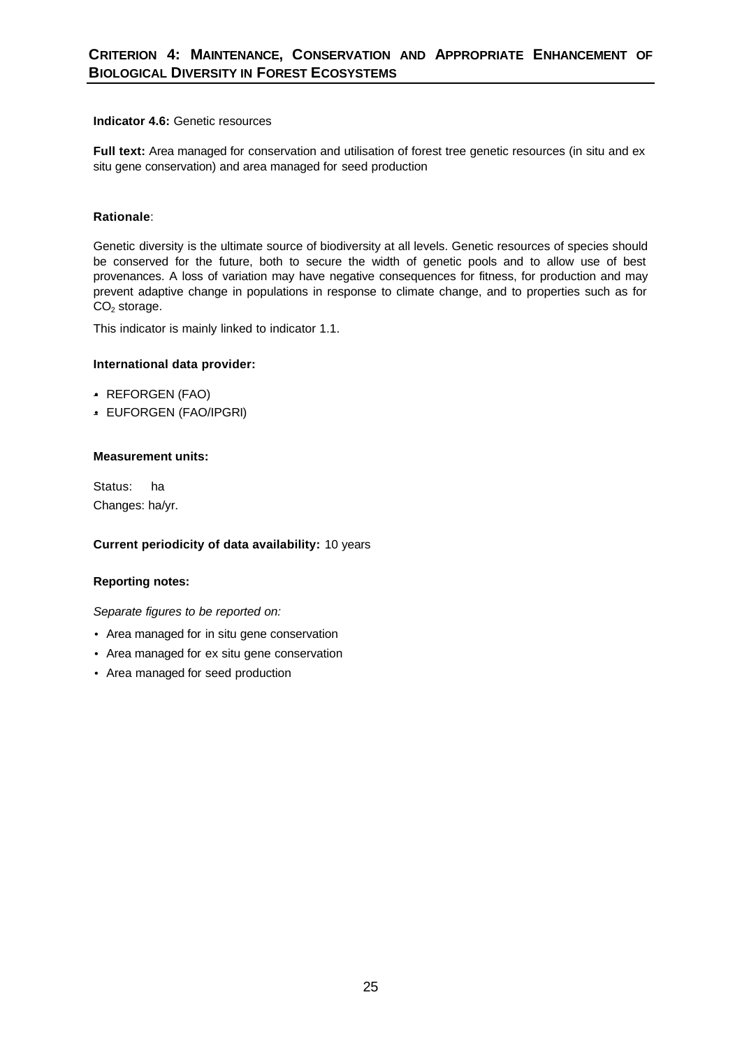## CRITERION 4: MAINTENANCE, CONSERVATION AND APPROPRIATE ENHANCEMENT OF BIOLOGICAL DIVERSITY IN FOREST ECOSYSTEMS

**Indicator 4.6:** Genetic resources

**Full text:** Area managed for conservation and utilisation of forest tree genetic resources (in situ and ex situ gene conservation) and area managed for seed production

**Rationale**:

Genetic diversity is the ultimate source of biodiversity at all levels. Genetic resources of species should be conserved for the future, both to secure the width of genetic pools and to allow use of best provenances. A loss of variation may have negative consequences for fitness, for production and may prevent adaptive change in populations in response to climate change, and to properties such as for $CO_2$ storage.

This indicator is mainly linked to indicator 1.1.

**International data provider:**

- REFORGEN (FAO)
- EUFORGEN (FAO/IPGRI)

**Measurement units:**

Status: ha

Changes: ha/yr.

**Current periodicity of data availability:** 10 years

**Reporting notes:**

*Separate figures to be reported on:*

- Area managed for in situ gene conservation
- Area managed for ex situ gene conservation
- Area managed for seed production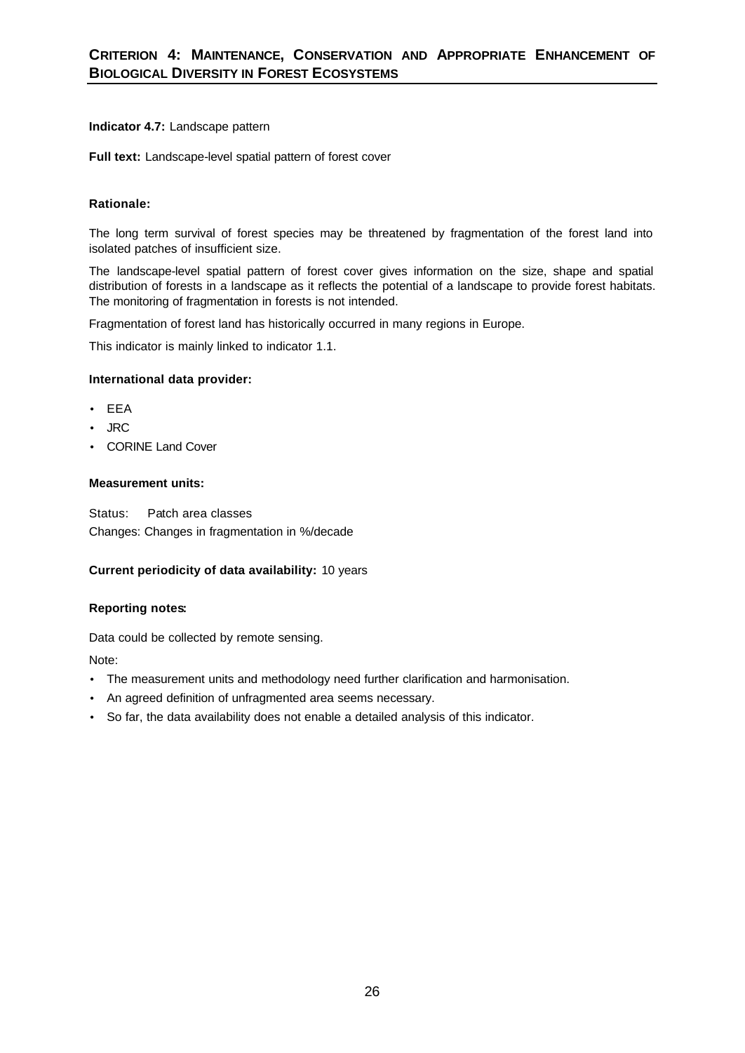## Criterion 4: Maintenance, Conservation and Appropriate Enhancement of Biological Diversity in Forest Ecosystems

**Indicator 4.7:** Landscape pattern

**Full text:** Landscape-level spatial pattern of forest cover

**Rationale:**

The long term survival of forest species may be threatened by fragmentation of the forest land into isolated patches of insufficient size.

The landscape-level spatial pattern of forest cover gives information on the size, shape and spatial distribution of forests in a landscape as it reflects the potential of a landscape to provide forest habitats. The monitoring of fragmentation in forests is not intended.

Fragmentation of forest land has historically occurred in many regions in Europe.

This indicator is mainly linked to indicator 1.1.

**International data provider:**

- EEA
- JRC
- CORINE Land Cover

**Measurement units:**

Status: Patch area classes
Changes: Changes in fragmentation in %/decade

**Current periodicity of data availability:** 10 years

**Reporting notes:**

Data could be collected by remote sensing.

Note:

- The measurement units and methodology need further clarification and harmonisation.
- An agreed definition of unfragmented area seems necessary.
- So far, the data availability does not enable a detailed analysis of this indicator.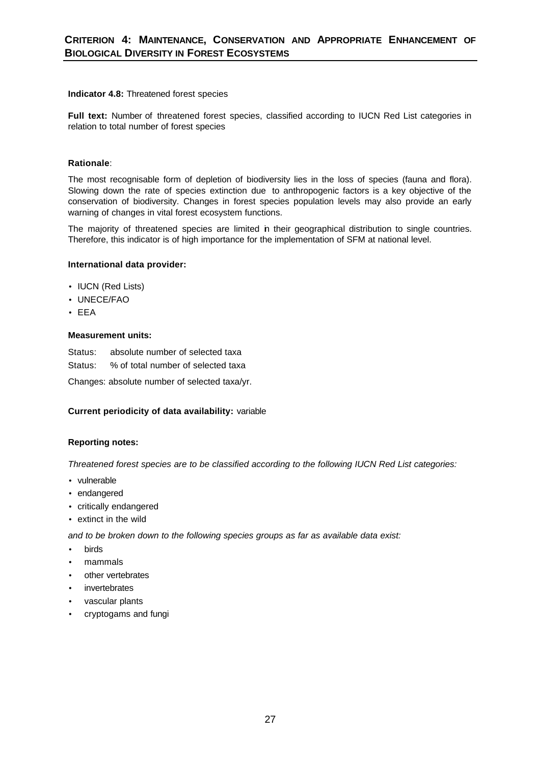# Criterion 4: Maintenance, Conservation and Appropriate Enhancement of Biological Diversity in Forest Ecosystems

**Indicator 4.8:** Threatened forest species

**Full text:** Number of threatened forest species, classified according to IUCN Red List categories in relation to total number of forest species

**Rationale**:

The most recognisable form of depletion of biodiversity lies in the loss of species (fauna and flora). Slowing down the rate of species extinction due to anthropogenic factors is a key objective of the conservation of biodiversity. Changes in forest species population levels may also provide an early warning of changes in vital forest ecosystem functions.

The majority of threatened species are limited in their geographical distribution to single countries. Therefore, this indicator is of high importance for the implementation of SFM at national level.

**International data provider:**

- IUCN (Red Lists)
- UNECE/FAO
- EEA

**Measurement units:**

Status: absolute number of selected taxa

Status: % of total number of selected taxa

Changes: absolute number of selected taxa/yr.

**Current periodicity of data availability:** variable

**Reporting notes:**

*Threatened forest species are to be classified according to the following IUCN Red List categories:*

- vulnerable
- endangered
- critically endangered
- extinct in the wild

*and to be broken down to the following species groups as far as available data exist:*

- birds
- mammals
- other vertebrates
- invertebrates
- vascular plants
- cryptogams and fungi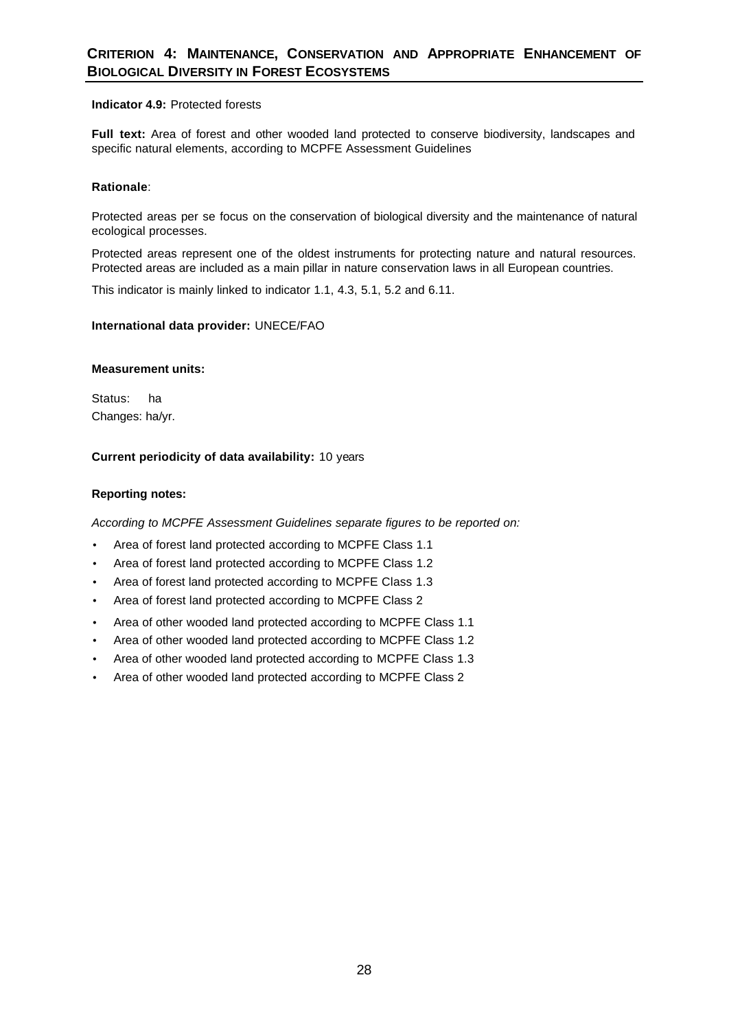## Criterion 4: Maintenance, Conservation and Appropriate Enhancement of Biological Diversity in Forest Ecosystems

**Indicator 4.9:** Protected forests

**Full text:** Area of forest and other wooded land protected to conserve biodiversity, landscapes and specific natural elements, according to MCPFE Assessment Guidelines

**Rationale**:

Protected areas per se focus on the conservation of biological diversity and the maintenance of natural ecological processes.

Protected areas represent one of the oldest instruments for protecting nature and natural resources. Protected areas are included as a main pillar in nature conservation laws in all European countries.

This indicator is mainly linked to indicator 1.1, 4.3, 5.1, 5.2 and 6.11.

**International data provider:** UNECE/FAO

**Measurement units:**

Status: ha
Changes: ha/yr.

**Current periodicity of data availability:** 10 years

**Reporting notes:**

*According to MCPFE Assessment Guidelines separate figures to be reported on:*

- Area of forest land protected according to MCPFE Class 1.1
- Area of forest land protected according to MCPFE Class 1.2
- Area of forest land protected according to MCPFE Class 1.3
- Area of forest land protected according to MCPFE Class 2
- Area of other wooded land protected according to MCPFE Class 1.1
- Area of other wooded land protected according to MCPFE Class 1.2
- Area of other wooded land protected according to MCPFE Class 1.3
- Area of other wooded land protected according to MCPFE Class 2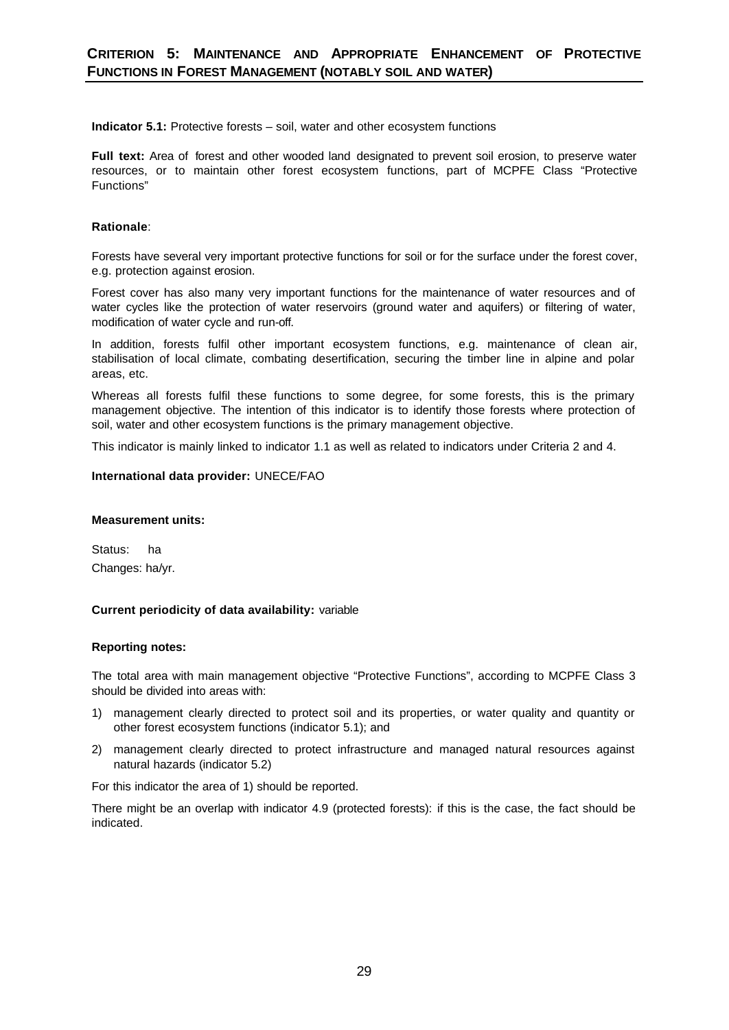## CRITERION 5: MAINTENANCE AND APPROPRIATE ENHANCEMENT OF PROTECTIVE FUNCTIONS IN FOREST MANAGEMENT (NOTABLY SOIL AND WATER)

**Indicator 5.1:** Protective forests – soil, water and other ecosystem functions

**Full text:** Area of forest and other wooded land designated to prevent soil erosion, to preserve water resources, or to maintain other forest ecosystem functions, part of MCPFE Class "Protective Functions"

**Rationale**:

Forests have several very important protective functions for soil or for the surface under the forest cover, e.g. protection against erosion.

Forest cover has also many very important functions for the maintenance of water resources and of water cycles like the protection of water reservoirs (ground water and aquifers) or filtering of water, modification of water cycle and run-off.

In addition, forests fulfil other important ecosystem functions, e.g. maintenance of clean air, stabilisation of local climate, combating desertification, securing the timber line in alpine and polar areas, etc.

Whereas all forests fulfil these functions to some degree, for some forests, this is the primary management objective. The intention of this indicator is to identify those forests where protection of soil, water and other ecosystem functions is the primary management objective.

This indicator is mainly linked to indicator 1.1 as well as related to indicators under Criteria 2 and 4.

**International data provider:** UNECE/FAO

**Measurement units:**

Status: ha

Changes: ha/yr.

**Current periodicity of data availability:** variable

**Reporting notes:**

The total area with main management objective "Protective Functions", according to MCPFE Class 3 should be divided into areas with:

1) management clearly directed to protect soil and its properties, or water quality and quantity or other forest ecosystem functions (indicator 5.1); and
2) management clearly directed to protect infrastructure and managed natural resources against natural hazards (indicator 5.2)

For this indicator the area of 1) should be reported.

There might be an overlap with indicator 4.9 (protected forests): if this is the case, the fact should be indicated.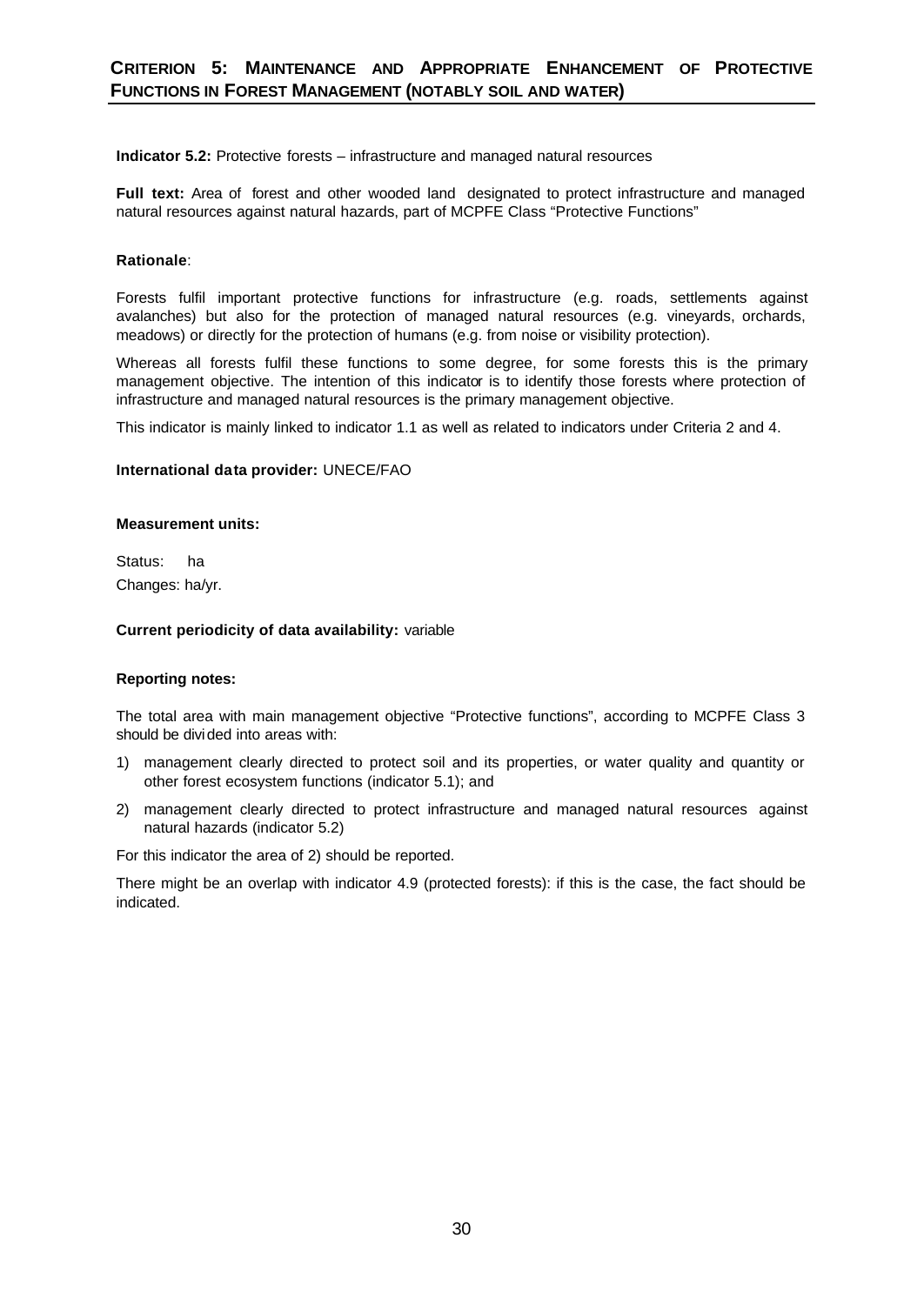## CRITERION 5: MAINTENANCE AND APPROPRIATE ENHANCEMENT OF PROTECTIVE FUNCTIONS IN FOREST MANAGEMENT (NOTABLY SOIL AND WATER)

**Indicator 5.2:** Protective forests – infrastructure and managed natural resources

**Full text:** Area of forest and other wooded land designated to protect infrastructure and managed natural resources against natural hazards, part of MCPFE Class "Protective Functions"

**Rationale**:

Forests fulfil important protective functions for infrastructure (e.g. roads, settlements against avalanches) but also for the protection of managed natural resources (e.g. vineyards, orchards, meadows) or directly for the protection of humans (e.g. from noise or visibility protection).

Whereas all forests fulfil these functions to some degree, for some forests this is the primary management objective. The intention of this indicator is to identify those forests where protection of infrastructure and managed natural resources is the primary management objective.

This indicator is mainly linked to indicator 1.1 as well as related to indicators under Criteria 2 and 4.

**International data provider:** UNECE/FAO

**Measurement units:**

Status: ha

Changes: ha/yr.

**Current periodicity of data availability:** variable

**Reporting notes:**

The total area with main management objective "Protective functions", according to MCPFE Class 3 should be divided into areas with:

1) management clearly directed to protect soil and its properties, or water quality and quantity or other forest ecosystem functions (indicator 5.1); and
2) management clearly directed to protect infrastructure and managed natural resources against natural hazards (indicator 5.2)

For this indicator the area of 2) should be reported.

There might be an overlap with indicator 4.9 (protected forests): if this is the case, the fact should be indicated.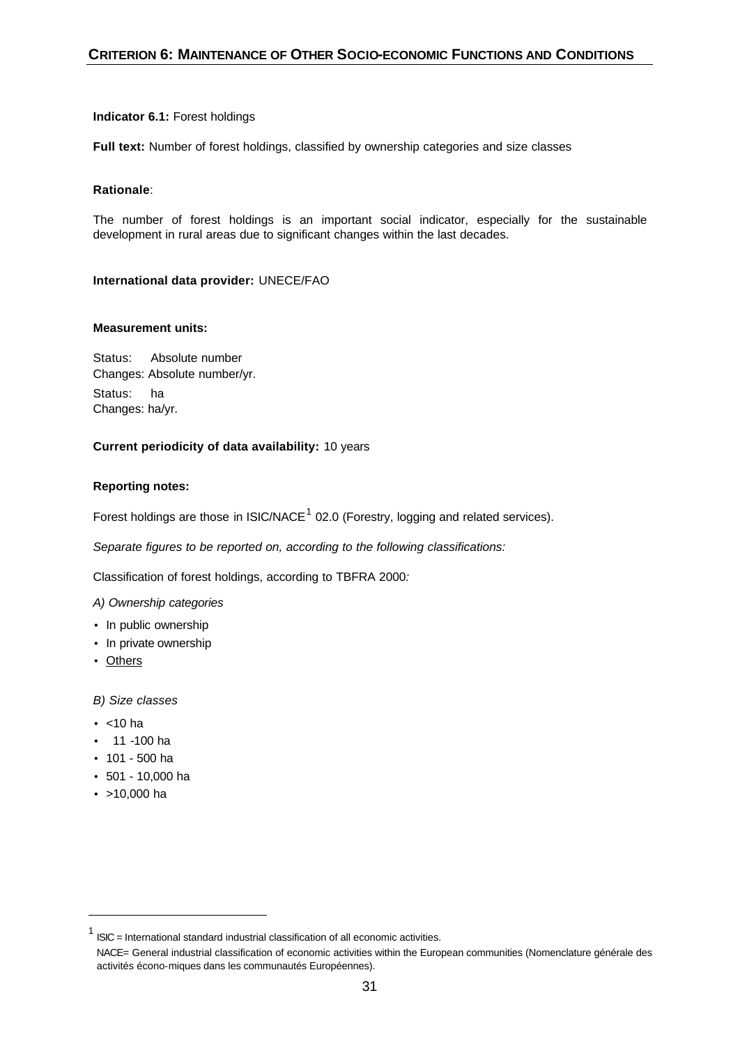## CRITERION 6: MAINTENANCE OF OTHER SOCIO-ECONOMIC FUNCTIONS AND CONDITIONS

**Indicator 6.1:** Forest holdings

**Full text:** Number of forest holdings, classified by ownership categories and size classes

**Rationale**:

The number of forest holdings is an important social indicator, especially for the sustainable development in rural areas due to significant changes within the last decades.

**International data provider:** UNECE/FAO

**Measurement units:**

Status: Absolute number
Changes: Absolute number/yr.
Status: ha
Changes: ha/yr.

**Current periodicity of data availability:** 10 years

**Reporting notes:**

Forest holdings are those in ISIC/NACE[1] 02.0 (Forestry, logging and related services).

*Separate figures to be reported on, according to the following classifications:*

Classification of forest holdings, according to TBFRA 2000*:*

*A) Ownership categories*

- In public ownership
- In private ownership
- Others

*B) Size classes*

- <10 ha
- 11 -100 ha
- 101 - 500 ha
- 501 - 10,000 ha
- >10,000 ha

---

[1] ISIC = International standard industrial classification of all economic activities.
NACE= General industrial classification of economic activities within the European communities (Nomenclature générale des activités écono-miques dans les communautés Européennes).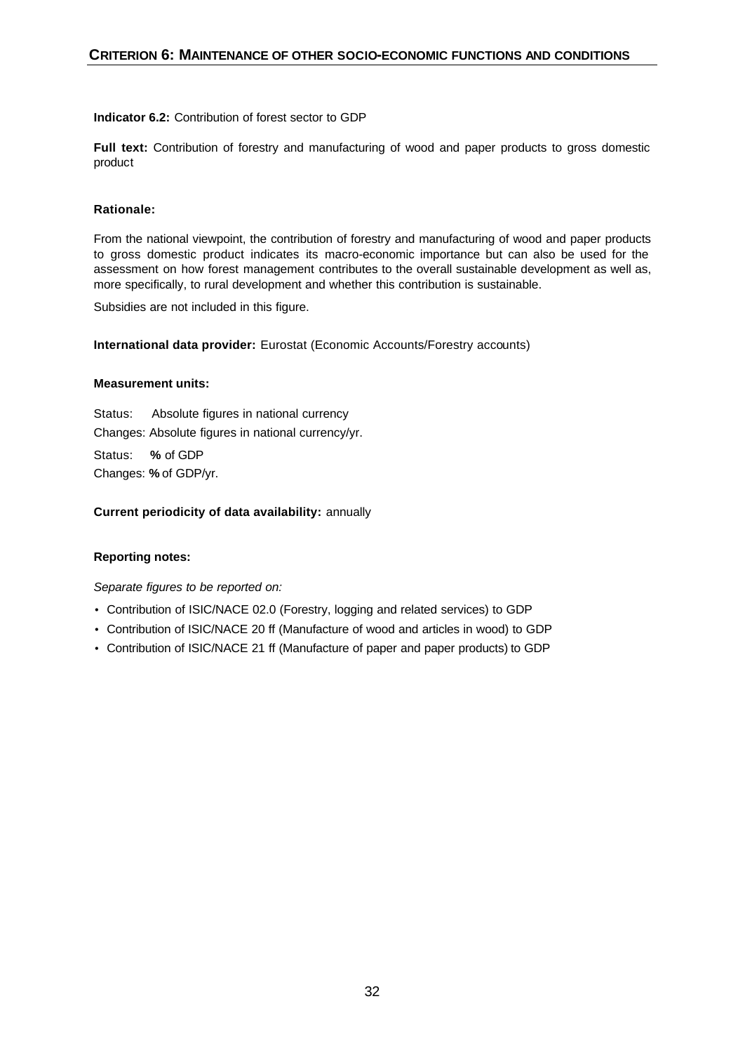## CRITERION 6: MAINTENANCE OF OTHER SOCIO-ECONOMIC FUNCTIONS AND CONDITIONS

**Indicator 6.2:** Contribution of forest sector to GDP

**Full text:** Contribution of forestry and manufacturing of wood and paper products to gross domestic product

**Rationale:**

From the national viewpoint, the contribution of forestry and manufacturing of wood and paper products to gross domestic product indicates its macro-economic importance but can also be used for the assessment on how forest management contributes to the overall sustainable development as well as, more specifically, to rural development and whether this contribution is sustainable.

Subsidies are not included in this figure.

**International data provider:** Eurostat (Economic Accounts/Forestry accounts)

**Measurement units:**

Status: Absolute figures in national currency
Changes: Absolute figures in national currency/yr.

Status: **%** of GDP
Changes: **%** of GDP/yr.

**Current periodicity of data availability:** annually

**Reporting notes:**

*Separate figures to be reported on:*

- Contribution of ISIC/NACE 02.0 (Forestry, logging and related services) to GDP
- Contribution of ISIC/NACE 20 ff (Manufacture of wood and articles in wood) to GDP
- Contribution of ISIC/NACE 21 ff (Manufacture of paper and paper products) to GDP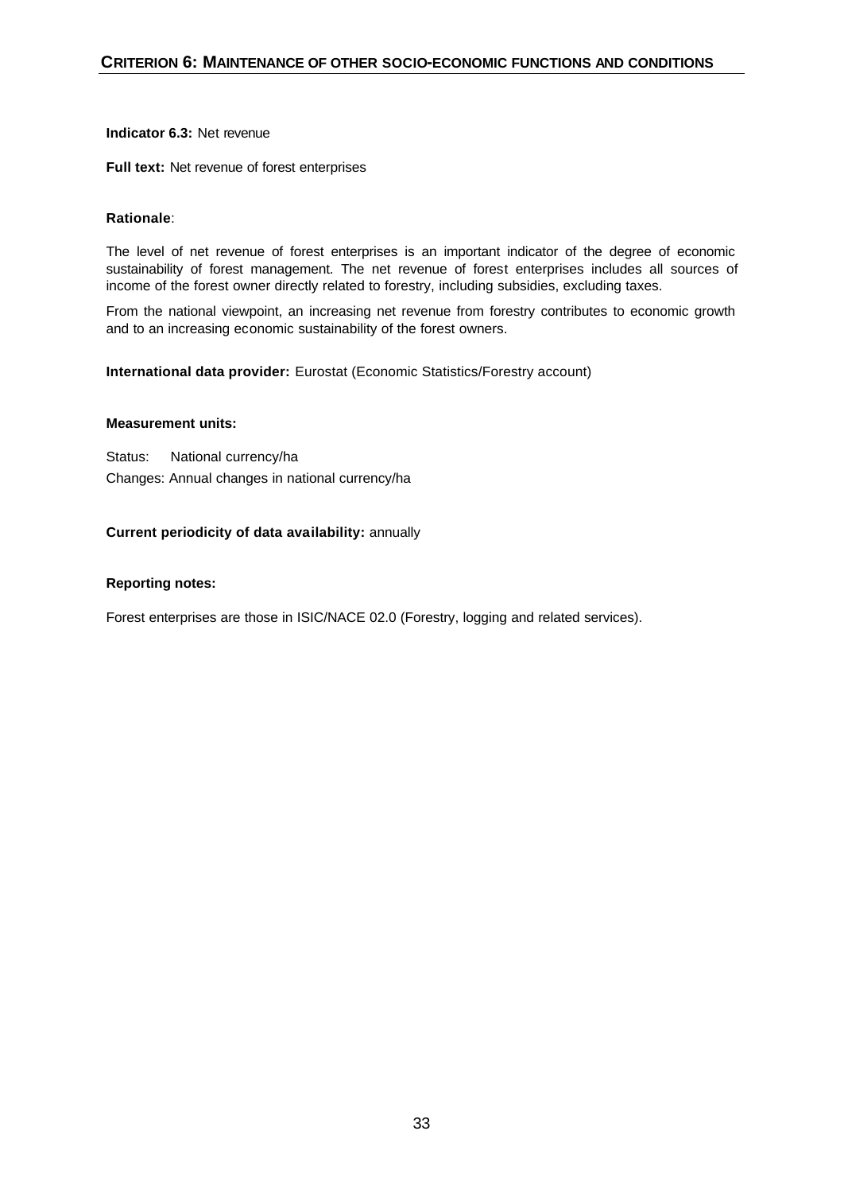## CRITERION 6: MAINTENANCE OF OTHER SOCIO-ECONOMIC FUNCTIONS AND CONDITIONS

**Indicator 6.3:** Net revenue

**Full text:** Net revenue of forest enterprises

**Rationale**:

The level of net revenue of forest enterprises is an important indicator of the degree of economic sustainability of forest management. The net revenue of forest enterprises includes all sources of income of the forest owner directly related to forestry, including subsidies, excluding taxes.

From the national viewpoint, an increasing net revenue from forestry contributes to economic growth and to an increasing economic sustainability of the forest owners.

**International data provider:** Eurostat (Economic Statistics/Forestry account)

**Measurement units:**

Status: National currency/ha

Changes: Annual changes in national currency/ha

**Current periodicity of data availability:** annually

**Reporting notes:**

Forest enterprises are those in ISIC/NACE 02.0 (Forestry, logging and related services).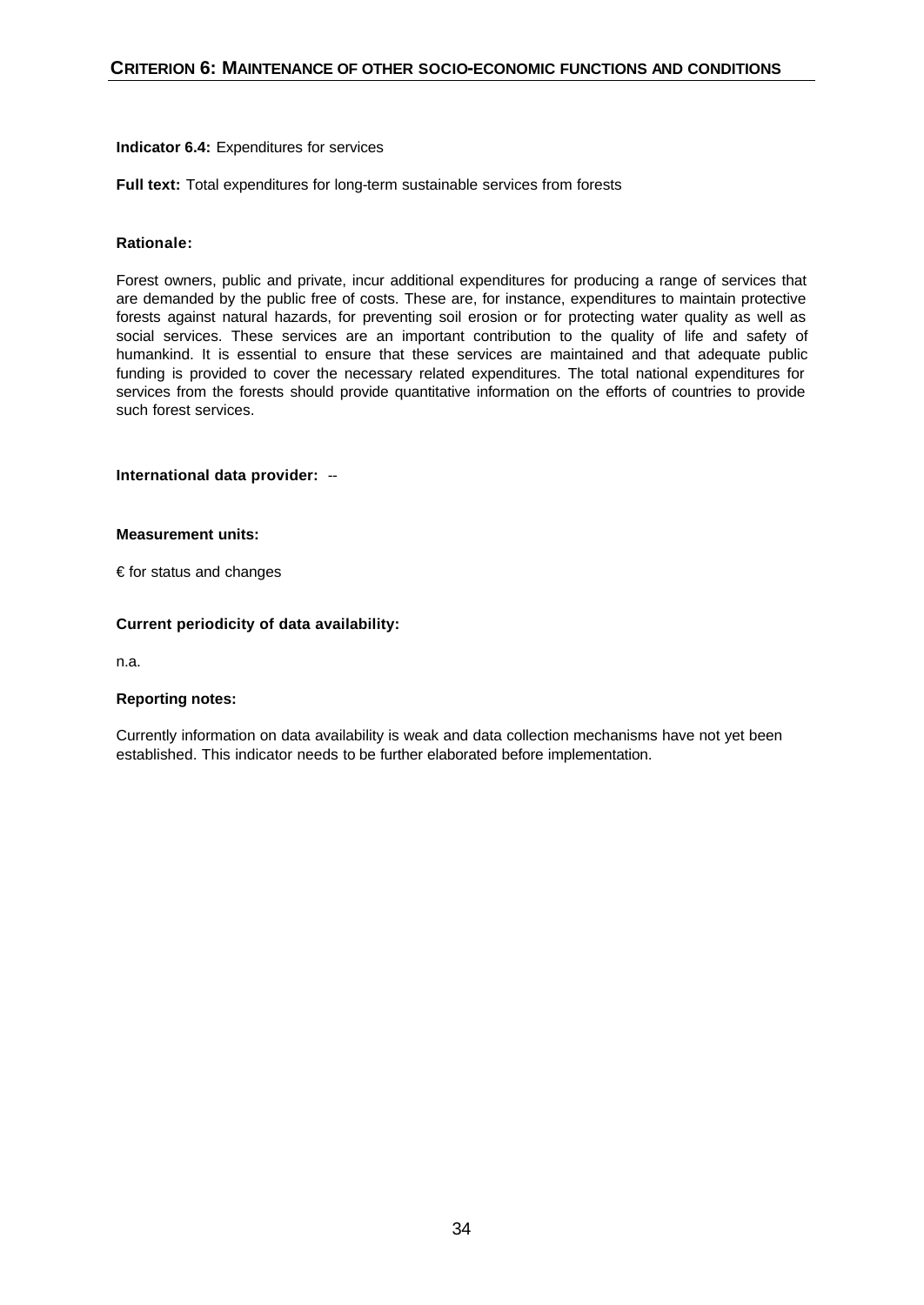**Indicator 6.4:** Expenditures for services

**Full text:** Total expenditures for long-term sustainable services from forests

**Rationale:**

Forest owners, public and private, incur additional expenditures for producing a range of services that are demanded by the public free of costs. These are, for instance, expenditures to maintain protective forests against natural hazards, for preventing soil erosion or for protecting water quality as well as social services. These services are an important contribution to the quality of life and safety of humankind. It is essential to ensure that these services are maintained and that adequate public funding is provided to cover the necessary related expenditures. The total national expenditures for services from the forests should provide quantitative information on the efforts of countries to provide such forest services.

**International data provider:** --

**Measurement units:**

€ for status and changes

**Current periodicity of data availability:**

n.a.

**Reporting notes:**

Currently information on data availability is weak and data collection mechanisms have not yet been established. This indicator needs to be further elaborated before implementation.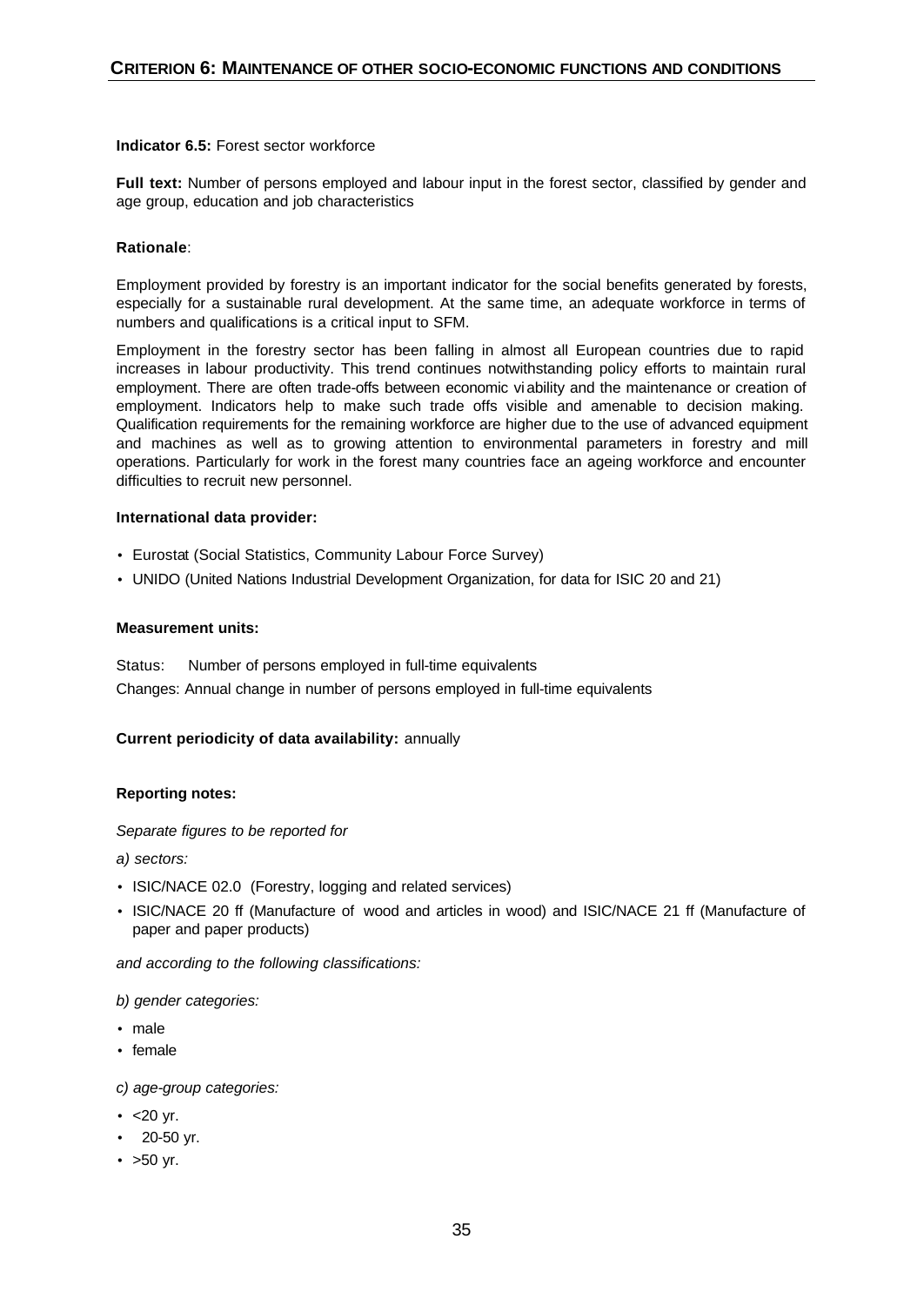## CRITERION 6: MAINTENANCE OF OTHER SOCIO-ECONOMIC FUNCTIONS AND CONDITIONS

**Indicator 6.5:** Forest sector workforce

**Full text:** Number of persons employed and labour input in the forest sector, classified by gender and age group, education and job characteristics

**Rationale**:

Employment provided by forestry is an important indicator for the social benefits generated by forests, especially for a sustainable rural development. At the same time, an adequate workforce in terms of numbers and qualifications is a critical input to SFM.

Employment in the forestry sector has been falling in almost all European countries due to rapid increases in labour productivity. This trend continues notwithstanding policy efforts to maintain rural employment. There are often trade-offs between economic viability and the maintenance or creation of employment. Indicators help to make such trade offs visible and amenable to decision making. Qualification requirements for the remaining workforce are higher due to the use of advanced equipment and machines as well as to growing attention to environmental parameters in forestry and mill operations. Particularly for work in the forest many countries face an ageing workforce and encounter difficulties to recruit new personnel.

**International data provider:**

- Eurostat (Social Statistics, Community Labour Force Survey)
- UNIDO (United Nations Industrial Development Organization, for data for ISIC 20 and 21)

**Measurement units:**

Status: Number of persons employed in full-time equivalents

Changes: Annual change in number of persons employed in full-time equivalents

**Current periodicity of data availability:** annually

**Reporting notes:**

*Separate figures to be reported for*

*a) sectors:*

- ISIC/NACE 02.0 (Forestry, logging and related services)
- ISIC/NACE 20 ff (Manufacture of wood and articles in wood) and ISIC/NACE 21 ff (Manufacture of paper and paper products)

*and according to the following classifications:*

*b) gender categories:*

- male
- female

*c) age-group categories:*

- <20 yr.
- 20-50 yr.
- >50 yr.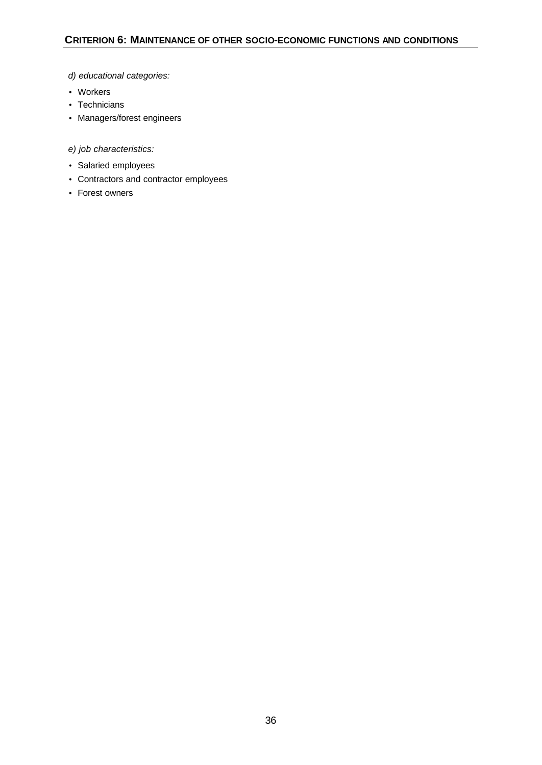*d) educational categories:*

- Workers
- Technicians
- Managers/forest engineers

*e) job characteristics:*

- Salaried employees
- Contractors and contractor employees
- Forest owners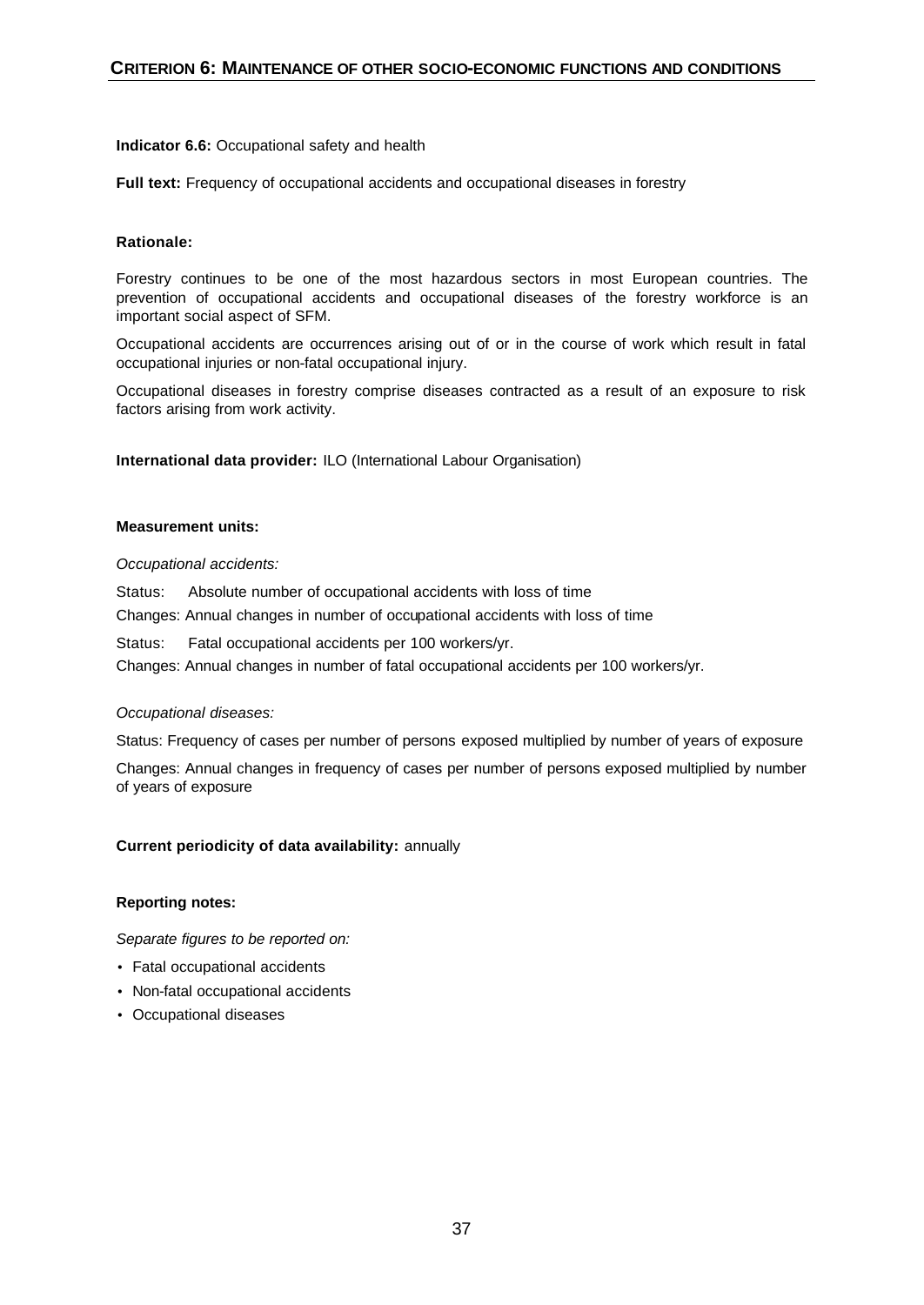## CRITERION 6: MAINTENANCE OF OTHER SOCIO-ECONOMIC FUNCTIONS AND CONDITIONS

**Indicator 6.6:** Occupational safety and health

**Full text:** Frequency of occupational accidents and occupational diseases in forestry

**Rationale:**

Forestry continues to be one of the most hazardous sectors in most European countries. The prevention of occupational accidents and occupational diseases of the forestry workforce is an important social aspect of SFM.

Occupational accidents are occurrences arising out of or in the course of work which result in fatal occupational injuries or non-fatal occupational injury.

Occupational diseases in forestry comprise diseases contracted as a result of an exposure to risk factors arising from work activity.

**International data provider:** ILO (International Labour Organisation)

**Measurement units:**

*Occupational accidents:*

Status: Absolute number of occupational accidents with loss of time

Changes: Annual changes in number of occupational accidents with loss of time

Status: Fatal occupational accidents per 100 workers/yr.

Changes: Annual changes in number of fatal occupational accidents per 100 workers/yr.

*Occupational diseases:*

Status: Frequency of cases per number of persons exposed multiplied by number of years of exposure

Changes: Annual changes in frequency of cases per number of persons exposed multiplied by number of years of exposure

**Current periodicity of data availability:** annually

**Reporting notes:**

*Separate figures to be reported on:*

- Fatal occupational accidents
- Non-fatal occupational accidents
- Occupational diseases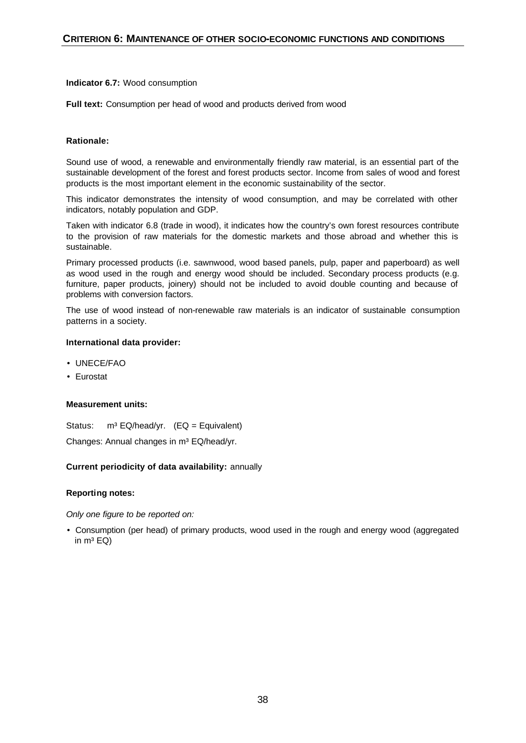**Indicator 6.7:** Wood consumption

**Full text:** Consumption per head of wood and products derived from wood

**Rationale:**

Sound use of wood, a renewable and environmentally friendly raw material, is an essential part of the sustainable development of the forest and forest products sector. Income from sales of wood and forest products is the most important element in the economic sustainability of the sector.

This indicator demonstrates the intensity of wood consumption, and may be correlated with other indicators, notably population and GDP.

Taken with indicator 6.8 (trade in wood), it indicates how the country's own forest resources contribute to the provision of raw materials for the domestic markets and those abroad and whether this is sustainable.

Primary processed products (i.e. sawnwood, wood based panels, pulp, paper and paperboard) as well as wood used in the rough and energy wood should be included. Secondary process products (e.g. furniture, paper products, joinery) should not be included to avoid double counting and because of problems with conversion factors.

The use of wood instead of non-renewable raw materials is an indicator of sustainable consumption patterns in a society.

**International data provider:**

- UNECE/FAO
- Eurostat

**Measurement units:**

Status: $m^3$ EQ/head/yr. (EQ = Equivalent)

Changes: Annual changes in $m^3$ EQ/head/yr.

**Current periodicity of data availability:** annually

**Reporting notes:**

*Only one figure to be reported on:*

- Consumption (per head) of primary products, wood used in the rough and energy wood (aggregated in $m^3$ EQ)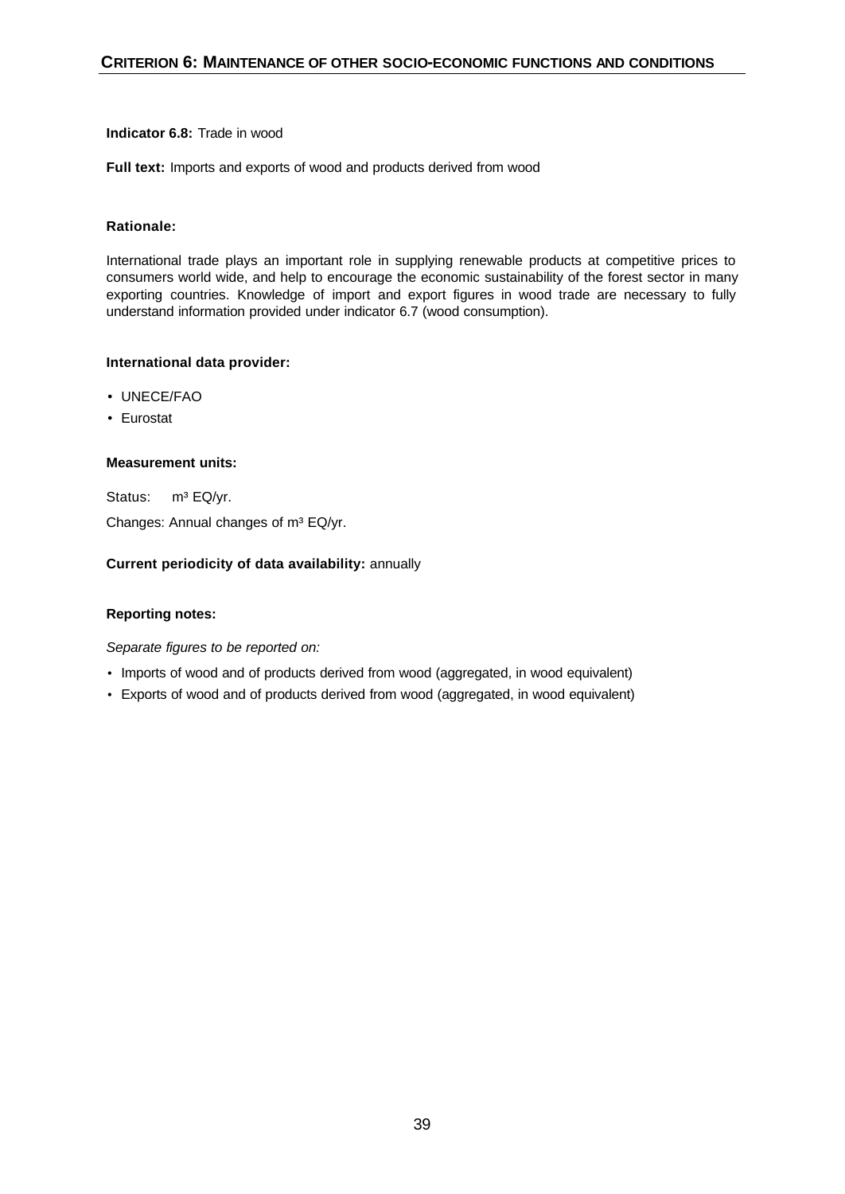**Indicator 6.8:** Trade in wood

**Full text:** Imports and exports of wood and products derived from wood

**Rationale:**

International trade plays an important role in supplying renewable products at competitive prices to consumers world wide, and help to encourage the economic sustainability of the forest sector in many exporting countries. Knowledge of import and export figures in wood trade are necessary to fully understand information provided under indicator 6.7 (wood consumption).

**International data provider:**

- UNECE/FAO
- Eurostat

**Measurement units:**

Status: $m^3$ EQ/yr.

Changes: Annual changes of $m^3$ EQ/yr.

**Current periodicity of data availability:** annually

**Reporting notes:**

*Separate figures to be reported on:*

- Imports of wood and of products derived from wood (aggregated, in wood equivalent)
- Exports of wood and of products derived from wood (aggregated, in wood equivalent)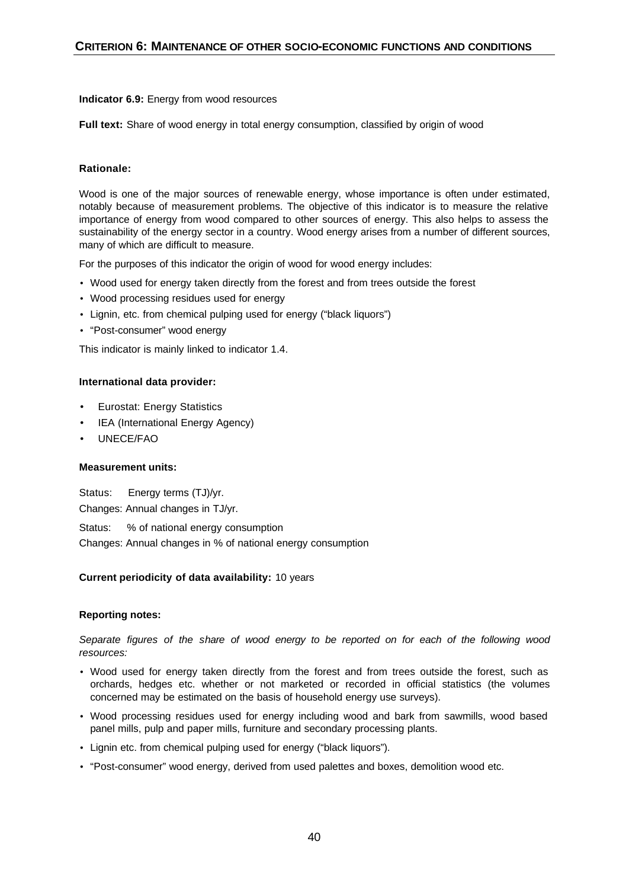**Indicator 6.9:** Energy from wood resources

**Full text:** Share of wood energy in total energy consumption, classified by origin of wood

**Rationale:**

Wood is one of the major sources of renewable energy, whose importance is often under estimated, notably because of measurement problems. The objective of this indicator is to measure the relative importance of energy from wood compared to other sources of energy. This also helps to assess the sustainability of the energy sector in a country. Wood energy arises from a number of different sources, many of which are difficult to measure.

For the purposes of this indicator the origin of wood for wood energy includes:

- Wood used for energy taken directly from the forest and from trees outside the forest
- Wood processing residues used for energy
- Lignin, etc. from chemical pulping used for energy ("black liquors")
- "Post-consumer" wood energy

This indicator is mainly linked to indicator 1.4.

**International data provider:**

- Eurostat: Energy Statistics
- IEA (International Energy Agency)
- UNECE/FAO

**Measurement units:**

Status: Energy terms (TJ)/yr.

Changes: Annual changes in TJ/yr.

Status: % of national energy consumption

Changes: Annual changes in % of national energy consumption

**Current periodicity of data availability:** 10 years

**Reporting notes:**

*Separate figures of the share of wood energy to be reported on for each of the following wood resources:*

- Wood used for energy taken directly from the forest and from trees outside the forest, such as orchards, hedges etc. whether or not marketed or recorded in official statistics (the volumes concerned may be estimated on the basis of household energy use surveys).
- Wood processing residues used for energy including wood and bark from sawmills, wood based panel mills, pulp and paper mills, furniture and secondary processing plants.
- Lignin etc. from chemical pulping used for energy ("black liquors").
- "Post-consumer" wood energy, derived from used palettes and boxes, demolition wood etc.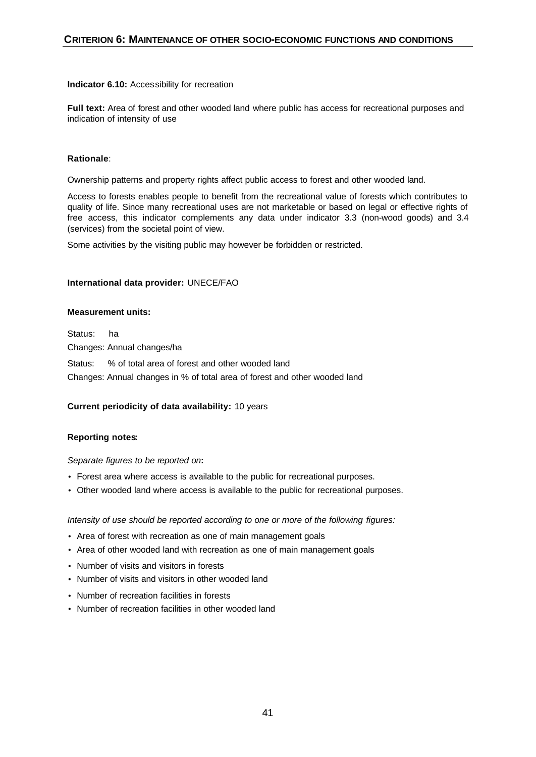**Indicator 6.10:** Accessibility for recreation

**Full text:** Area of forest and other wooded land where public has access for recreational purposes and indication of intensity of use

**Rationale**:

Ownership patterns and property rights affect public access to forest and other wooded land.

Access to forests enables people to benefit from the recreational value of forests which contributes to quality of life. Since many recreational uses are not marketable or based on legal or effective rights of free access, this indicator complements any data under indicator 3.3 (non-wood goods) and 3.4 (services) from the societal point of view.

Some activities by the visiting public may however be forbidden or restricted.

**International data provider:** UNECE/FAO

**Measurement units:**

Status: ha

Changes: Annual changes/ha

Status: % of total area of forest and other wooded land

Changes: Annual changes in % of total area of forest and other wooded land

**Current periodicity of data availability:** 10 years

**Reporting notes:**

*Separate figures to be reported on*:

- Forest area where access is available to the public for recreational purposes.
- Other wooded land where access is available to the public for recreational purposes.

*Intensity of use should be reported according to one or more of the following figures:*

- Area of forest with recreation as one of main management goals
- Area of other wooded land with recreation as one of main management goals
- Number of visits and visitors in forests
- Number of visits and visitors in other wooded land
- Number of recreation facilities in forests
- Number of recreation facilities in other wooded land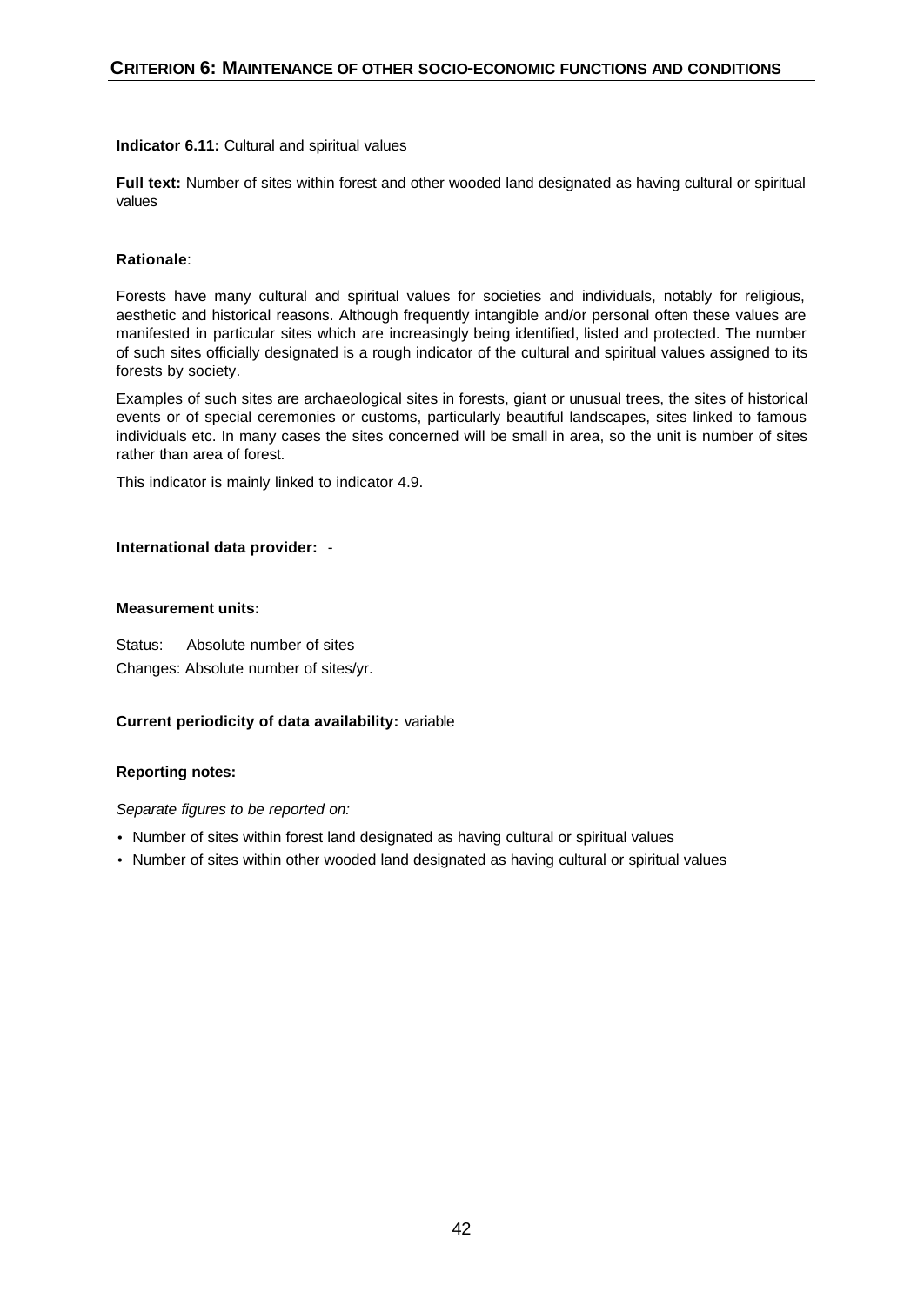**Indicator 6.11:** Cultural and spiritual values

**Full text:** Number of sites within forest and other wooded land designated as having cultural or spiritual values

**Rationale**:

Forests have many cultural and spiritual values for societies and individuals, notably for religious, aesthetic and historical reasons. Although frequently intangible and/or personal often these values are manifested in particular sites which are increasingly being identified, listed and protected. The number of such sites officially designated is a rough indicator of the cultural and spiritual values assigned to its forests by society.

Examples of such sites are archaeological sites in forests, giant or unusual trees, the sites of historical events or of special ceremonies or customs, particularly beautiful landscapes, sites linked to famous individuals etc. In many cases the sites concerned will be small in area, so the unit is number of sites rather than area of forest.

This indicator is mainly linked to indicator 4.9.

**International data provider:** -

**Measurement units:**

Status: Absolute number of sites

Changes: Absolute number of sites/yr.

**Current periodicity of data availability:** variable

**Reporting notes:**

*Separate figures to be reported on:*

- Number of sites within forest land designated as having cultural or spiritual values
- Number of sites within other wooded land designated as having cultural or spiritual values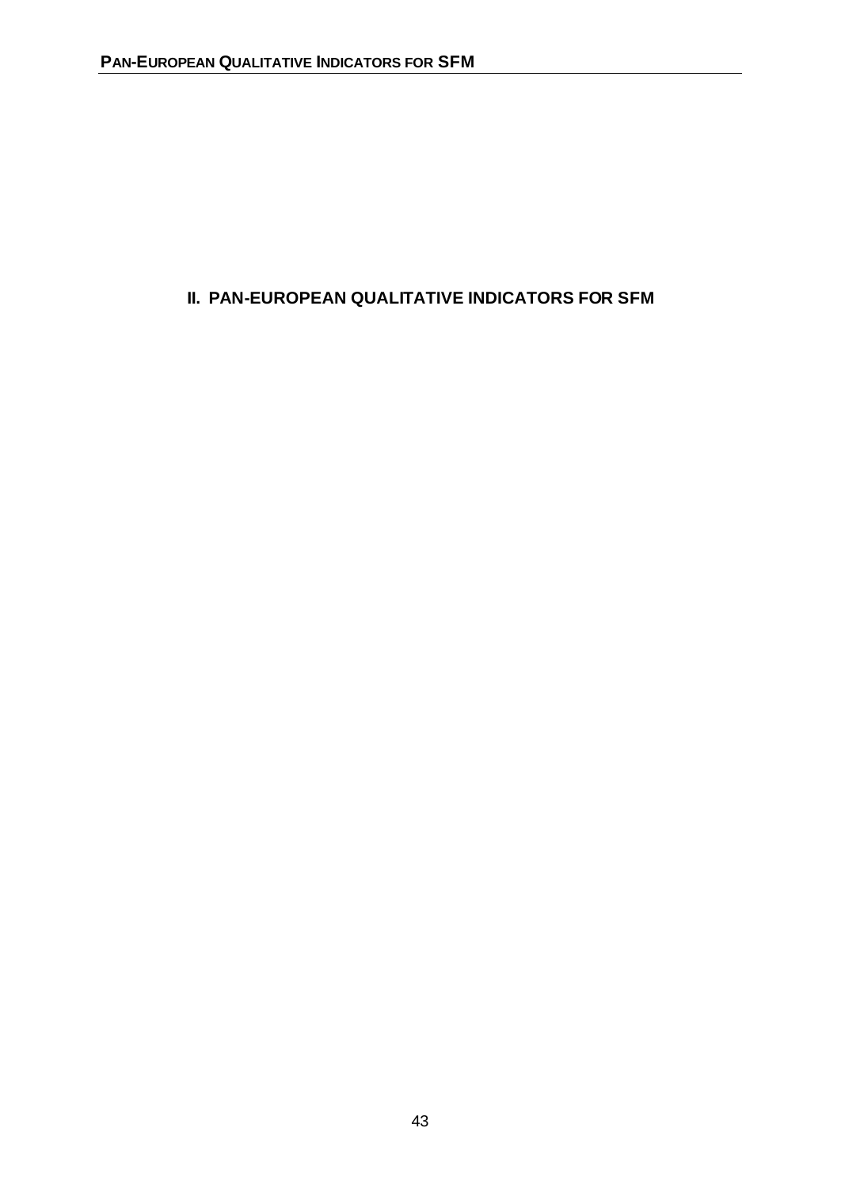# II. PAN-EUROPEAN QUALITATIVE INDICATORS FOR SFM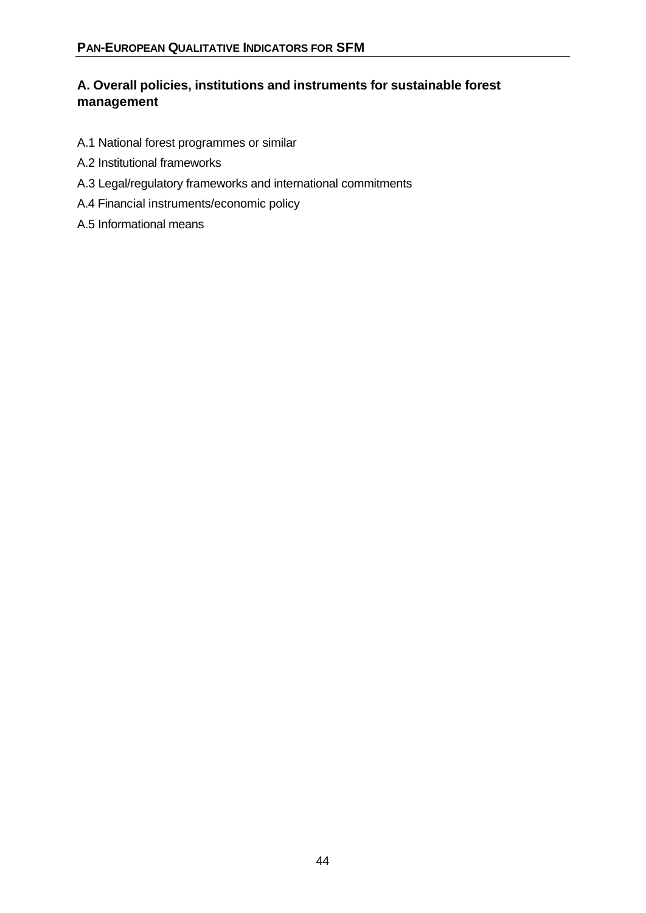## A. Overall policies, institutions and instruments for sustainable forest management

A.1 National forest programmes or similar

A.2 Institutional frameworks

A.3 Legal/regulatory frameworks and international commitments

A.4 Financial instruments/economic policy

A.5 Informational means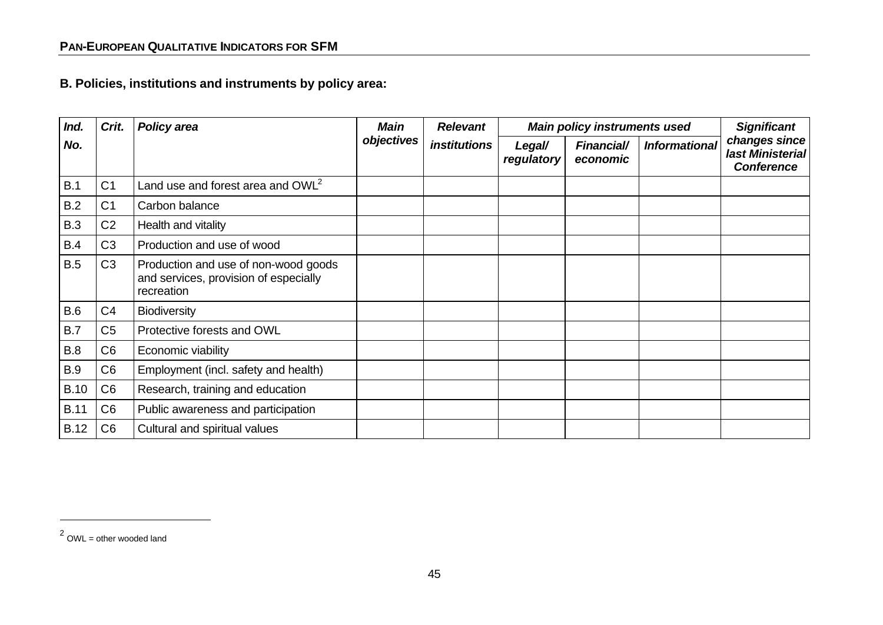### B. Policies, institutions and instruments by policy area:

| *Ind. No.* | *Crit.* | *Policy area* | *Main objectives* | *Relevant institutions* | *Main policy instruments used* | | | *Significant changes since last Ministerial Conference* |
|---|---|---|---|---|---|---|---|---|
| | | | | | *Legal/ regulatory* | *Financial/ economic* | *Informational* | |
| B.1 | C1 | Land use and forest area and OWL[2] | | | | | | |
| B.2 | C1 | Carbon balance | | | | | | |
| B.3 | C2 | Health and vitality | | | | | | |
| B.4 | C3 | Production and use of wood | | | | | | |
| B.5 | C3 | Production and use of non-wood goods and services, provision of especially recreation | | | | | | |
| B.6 | C4 | Biodiversity | | | | | | |
| B.7 | C5 | Protective forests and OWL | | | | | | |
| B.8 | C6 | Economic viability | | | | | | |
| B.9 | C6 | Employment (incl. safety and health) | | | | | | |
| B.10 | C6 | Research, training and education | | | | | | |
| B.11 | C6 | Public awareness and participation | | | | | | |
| B.12 | C6 | Cultural and spiritual values | | | | | | |

[2] OWL = other wooded land